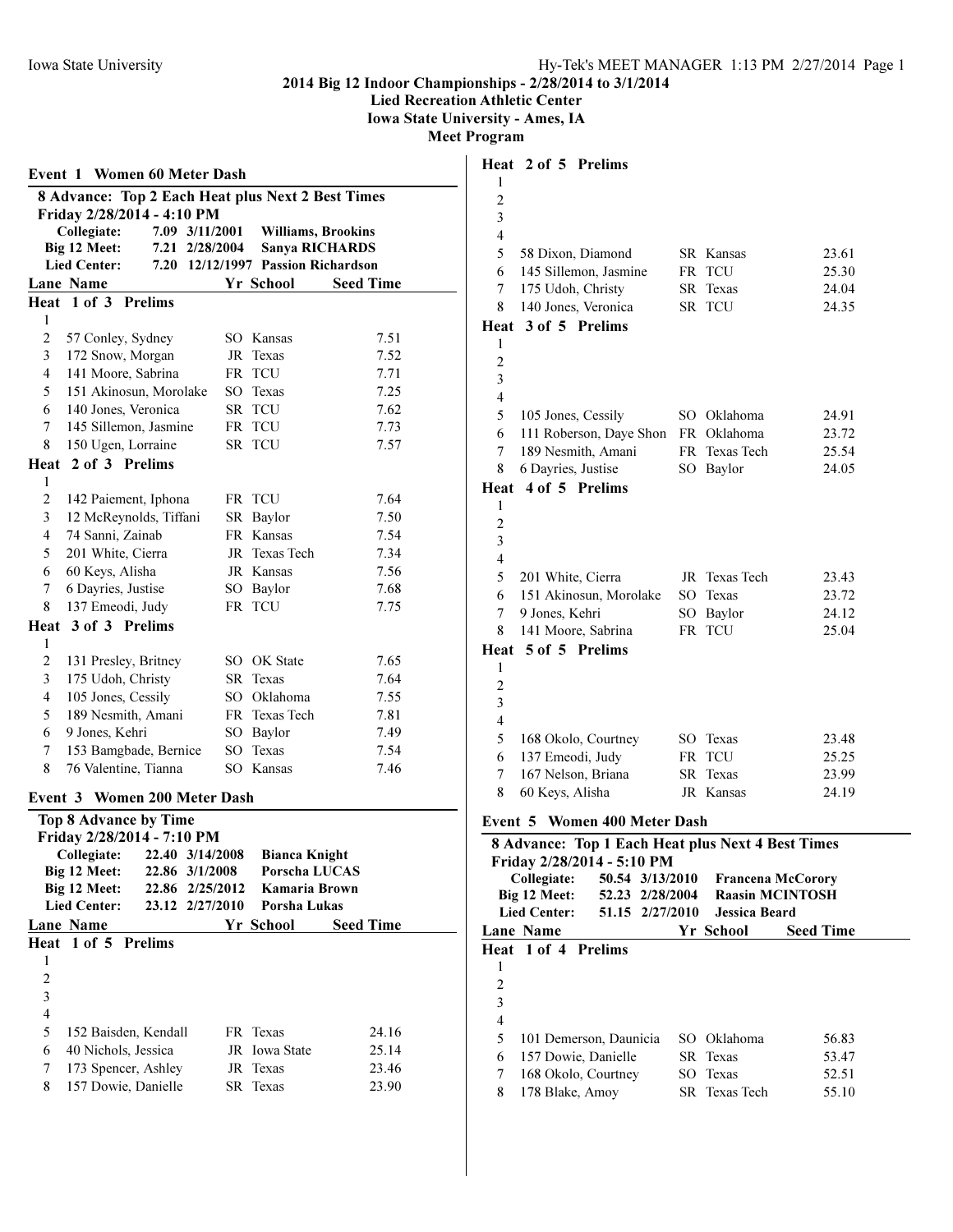**2014 Big 12 Indoor Championships - 2/28/2014 to 3/1/2014**
**Lied Recreation Athletic Center**
**Iowa State University - Ames, IA**
**Meet Program**

## Event 1 Women 60 Meter Dash

**8 Advance: Top 2 Each Heat plus Next 2 Best Times**
**Friday 2/28/2014 - 4:10 PM**

| | | | |
|---|---|---|---|
| Collegiate: | 7.09 | 3/11/2001 | Williams, Brookins |
| Big 12 Meet: | 7.21 | 2/28/2004 | Sanya RICHARDS |
| Lied Center: | 7.20 | 12/12/1997 | Passion Richardson |

**Heat 1 of 3 Prelims**

| Lane | Name | Yr | School | Seed Time |
|---|---|---|---|---|
| 1 | | | | |
| 2 | 57 Conley, Sydney | SO | Kansas | 7.51 |
| 3 | 172 Snow, Morgan | JR | Texas | 7.52 |
| 4 | 141 Moore, Sabrina | FR | TCU | 7.71 |
| 5 | 151 Akinosun, Morolake | SO | Texas | 7.25 |
| 6 | 140 Jones, Veronica | SR | TCU | 7.62 |
| 7 | 145 Sillemon, Jasmine | FR | TCU | 7.73 |
| 8 | 150 Ugen, Lorraine | SR | TCU | 7.57 |

**Heat 2 of 3 Prelims**

| Lane | Name | Yr | School | Seed Time |
|---|---|---|---|---|
| 1 | | | | |
| 2 | 142 Paiement, Iphona | FR | TCU | 7.64 |
| 3 | 12 McReynolds, Tiffani | SR | Baylor | 7.50 |
| 4 | 74 Sanni, Zainab | FR | Kansas | 7.54 |
| 5 | 201 White, Cierra | JR | Texas Tech | 7.34 |
| 6 | 60 Keys, Alisha | JR | Kansas | 7.56 |
| 7 | 6 Dayries, Justise | SO | Baylor | 7.68 |
| 8 | 137 Emeodi, Judy | FR | TCU | 7.75 |

**Heat 3 of 3 Prelims**

| Lane | Name | Yr | School | Seed Time |
|---|---|---|---|---|
| 1 | | | | |
| 2 | 131 Presley, Britney | SO | OK State | 7.65 |
| 3 | 175 Udoh, Christy | SR | Texas | 7.64 |
| 4 | 105 Jones, Cessily | SO | Oklahoma | 7.55 |
| 5 | 189 Nesmith, Amani | FR | Texas Tech | 7.81 |
| 6 | 9 Jones, Kehri | SO | Baylor | 7.49 |
| 7 | 153 Bamgbade, Bernice | SO | Texas | 7.54 |
| 8 | 76 Valentine, Tianna | SO | Kansas | 7.46 |

## Event 3 Women 200 Meter Dash

**Top 8 Advance by Time**
**Friday 2/28/2014 - 7:10 PM**

| | | | |
|---|---|---|---|
| Collegiate: | 22.40 | 3/14/2008 | Bianca Knight |
| Big 12 Meet: | 22.86 | 3/1/2008 | Porscha LUCAS |
| Big 12 Meet: | 22.86 | 2/25/2012 | Kamaria Brown |
| Lied Center: | 23.12 | 2/27/2010 | Porsha Lukas |

**Heat 1 of 5 Prelims**

| Lane | Name | Yr | School | Seed Time |
|---|---|---|---|---|
| 1 | | | | |
| 2 | | | | |
| 3 | | | | |
| 4 | | | | |
| 5 | 152 Baisden, Kendall | FR | Texas | 24.16 |
| 6 | 40 Nichols, Jessica | JR | Iowa State | 25.14 |
| 7 | 173 Spencer, Ashley | JR | Texas | 23.46 |
| 8 | 157 Dowie, Danielle | SR | Texas | 23.90 |

**Heat 2 of 5 Prelims**

| Lane | Name | Yr | School | Seed Time |
|---|---|---|---|---|
| 1 | | | | |
| 2 | | | | |
| 3 | | | | |
| 4 | | | | |
| 5 | 58 Dixon, Diamond | SR | Kansas | 23.61 |
| 6 | 145 Sillemon, Jasmine | FR | TCU | 25.30 |
| 7 | 175 Udoh, Christy | SR | Texas | 24.04 |
| 8 | 140 Jones, Veronica | SR | TCU | 24.35 |

**Heat 3 of 5 Prelims**

| Lane | Name | Yr | School | Seed Time |
|---|---|---|---|---|
| 1 | | | | |
| 2 | | | | |
| 3 | | | | |
| 4 | | | | |
| 5 | 105 Jones, Cessily | SO | Oklahoma | 24.91 |
| 6 | 111 Roberson, Daye Shon | FR | Oklahoma | 23.72 |
| 7 | 189 Nesmith, Amani | FR | Texas Tech | 25.54 |
| 8 | 6 Dayries, Justise | SO | Baylor | 24.05 |

**Heat 4 of 5 Prelims**

| Lane | Name | Yr | School | Seed Time |
|---|---|---|---|---|
| 1 | | | | |
| 2 | | | | |
| 3 | | | | |
| 4 | | | | |
| 5 | 201 White, Cierra | JR | Texas Tech | 23.43 |
| 6 | 151 Akinosun, Morolake | SO | Texas | 23.72 |
| 7 | 9 Jones, Kehri | SO | Baylor | 24.12 |
| 8 | 141 Moore, Sabrina | FR | TCU | 25.04 |

**Heat 5 of 5 Prelims**

| Lane | Name | Yr | School | Seed Time |
|---|---|---|---|---|
| 1 | | | | |
| 2 | | | | |
| 3 | | | | |
| 4 | | | | |
| 5 | 168 Okolo, Courtney | SO | Texas | 23.48 |
| 6 | 137 Emeodi, Judy | FR | TCU | 25.25 |
| 7 | 167 Nelson, Briana | SR | Texas | 23.99 |
| 8 | 60 Keys, Alisha | JR | Kansas | 24.19 |

## Event 5 Women 400 Meter Dash

**8 Advance: Top 1 Each Heat plus Next 4 Best Times**
**Friday 2/28/2014 - 5:10 PM**

| | | | |
|---|---|---|---|
| Collegiate: | 50.54 | 3/13/2010 | Francena McCorory |
| Big 12 Meet: | 52.23 | 2/28/2004 | Raasin MCINTOSH |
| Lied Center: | 51.15 | 2/27/2010 | Jessica Beard |

**Heat 1 of 4 Prelims**

| Lane | Name | Yr | School | Seed Time |
|---|---|---|---|---|
| 1 | | | | |
| 2 | | | | |
| 3 | | | | |
| 4 | | | | |
| 5 | 101 Demerson, Daunicia | SO | Oklahoma | 56.83 |
| 6 | 157 Dowie, Danielle | SR | Texas | 53.47 |
| 7 | 168 Okolo, Courtney | SO | Texas | 52.51 |
| 8 | 178 Blake, Amoy | SR | Texas Tech | 55.10 |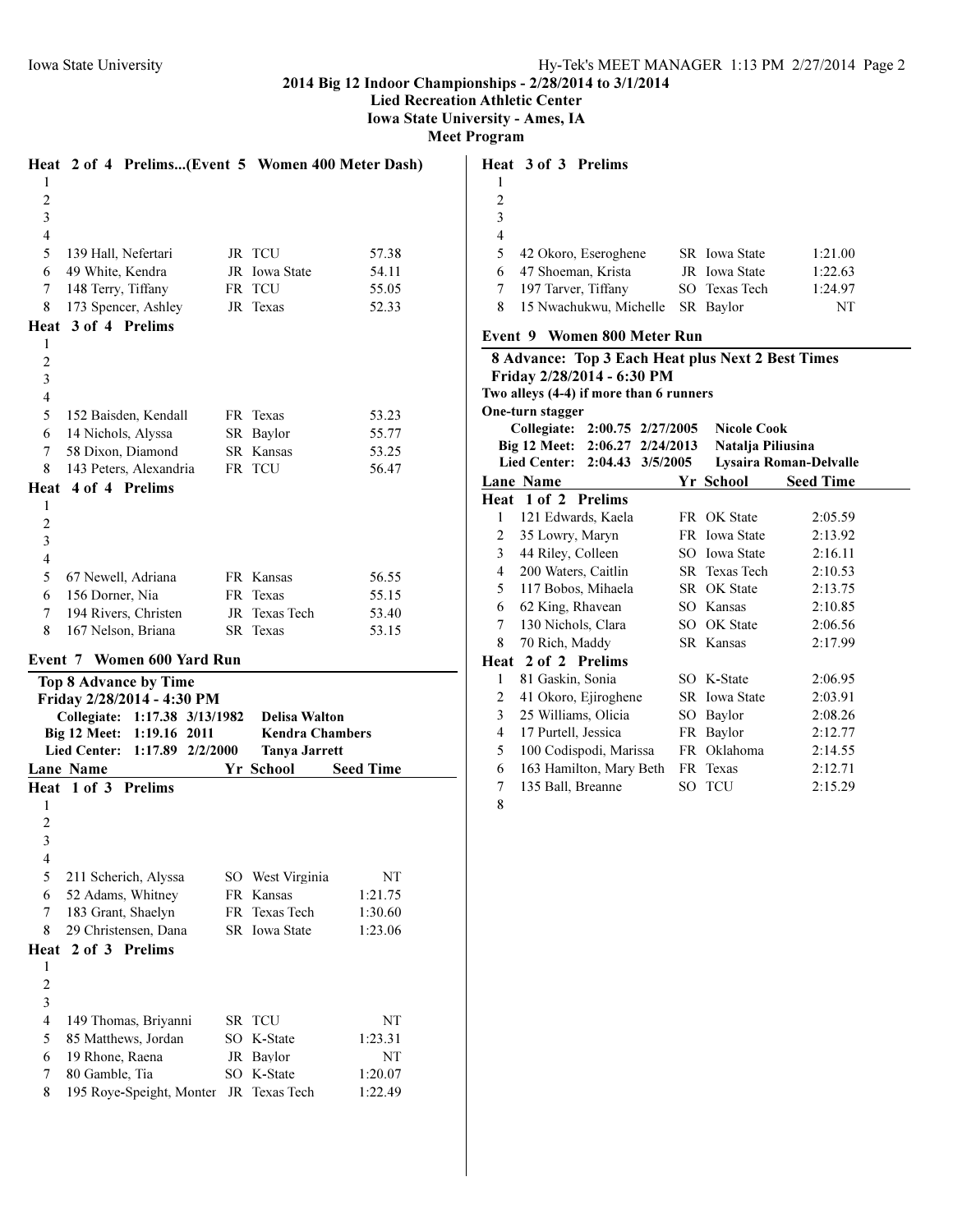# 2014 Big 12 Indoor Championships - 2/28/2014 to 3/1/2014

**Lied Recreation Athletic Center**
**Iowa State University - Ames, IA**
**Meet Program**

### Heat 2 of 4 Prelims...(Event 5 Women 400 Meter Dash)

| Lane | Name | Yr | School | Seed Time |
|---|---|---|---|---|
| 1 | | | | |
| 2 | | | | |
| 3 | | | | |
| 4 | | | | |
| 5 | 139 Hall, Nefertari | JR | TCU | 57.38 |
| 6 | 49 White, Kendra | JR | Iowa State | 54.11 |
| 7 | 148 Terry, Tiffany | FR | TCU | 55.05 |
| 8 | 173 Spencer, Ashley | JR | Texas | 52.33 |

### Heat 3 of 4 Prelims

| Lane | Name | Yr | School | Seed Time |
|---|---|---|---|---|
| 1 | | | | |
| 2 | | | | |
| 3 | | | | |
| 4 | | | | |
| 5 | 152 Baisden, Kendall | FR | Texas | 53.23 |
| 6 | 14 Nichols, Alyssa | SR | Baylor | 55.77 |
| 7 | 58 Dixon, Diamond | SR | Kansas | 53.25 |
| 8 | 143 Peters, Alexandria | FR | TCU | 56.47 |

### Heat 4 of 4 Prelims

| Lane | Name | Yr | School | Seed Time |
|---|---|---|---|---|
| 1 | | | | |
| 2 | | | | |
| 3 | | | | |
| 4 | | | | |
| 5 | 67 Newell, Adriana | FR | Kansas | 56.55 |
| 6 | 156 Dorner, Nia | FR | Texas | 55.15 |
| 7 | 194 Rivers, Christen | JR | Texas Tech | 53.40 |
| 8 | 167 Nelson, Briana | SR | Texas | 53.15 |

## Event 7 Women 600 Yard Run

**Top 8 Advance by Time**
**Friday 2/28/2014 - 4:30 PM**

| | | | |
|---|---|---|---|
| Collegiate: | 1:17.38 | 3/13/1982 | Delisa Walton |
| Big 12 Meet: | 1:19.16 | 2011 | Kendra Chambers |
| Lied Center: | 1:17.89 | 2/2/2000 | Tanya Jarrett |

### Heat 1 of 3 Prelims

| Lane | Name | Yr | School | Seed Time |
|---|---|---|---|---|
| 1 | | | | |
| 2 | | | | |
| 3 | | | | |
| 4 | | | | |
| 5 | 211 Scherich, Alyssa | SO | West Virginia | NT |
| 6 | 52 Adams, Whitney | FR | Kansas | 1:21.75 |
| 7 | 183 Grant, Shaelyn | FR | Texas Tech | 1:30.60 |
| 8 | 29 Christensen, Dana | SR | Iowa State | 1:23.06 |

### Heat 2 of 3 Prelims

| Lane | Name | Yr | School | Seed Time |
|---|---|---|---|---|
| 1 | | | | |
| 2 | | | | |
| 3 | | | | |
| 4 | 149 Thomas, Briyanni | SR | TCU | NT |
| 5 | 85 Matthews, Jordan | SO | K-State | 1:23.31 |
| 6 | 19 Rhone, Raena | JR | Baylor | NT |
| 7 | 80 Gamble, Tia | SO | K-State | 1:20.07 |
| 8 | 195 Roye-Speight, Monter | JR | Texas Tech | 1:22.49 |

### Heat 3 of 3 Prelims

| Lane | Name | Yr | School | Seed Time |
|---|---|---|---|---|
| 1 | | | | |
| 2 | | | | |
| 3 | | | | |
| 4 | | | | |
| 5 | 42 Okoro, Eseroghene | SR | Iowa State | 1:21.00 |
| 6 | 47 Shoeman, Krista | JR | Iowa State | 1:22.63 |
| 7 | 197 Tarver, Tiffany | SO | Texas Tech | 1:24.97 |
| 8 | 15 Nwachukwu, Michelle | SR | Baylor | NT |

## Event 9 Women 800 Meter Run

**8 Advance: Top 3 Each Heat plus Next 2 Best Times**
**Friday 2/28/2014 - 6:30 PM**
**Two alleys (4-4) if more than 6 runners**
**One-turn stagger**

| | | | |
|---|---|---|---|
| Collegiate: | 2:00.75 | 2/27/2005 | Nicole Cook |
| Big 12 Meet: | 2:06.27 | 2/24/2013 | Natalja Piliusina |
| Lied Center: | 2:04.43 | 3/5/2005 | Lysaira Roman-Delvalle |

### Heat 1 of 2 Prelims

| Lane | Name | Yr | School | Seed Time |
|---|---|---|---|---|
| 1 | 121 Edwards, Kaela | FR | OK State | 2:05.59 |
| 2 | 35 Lowry, Maryn | FR | Iowa State | 2:13.92 |
| 3 | 44 Riley, Colleen | SO | Iowa State | 2:16.11 |
| 4 | 200 Waters, Caitlin | SR | Texas Tech | 2:10.53 |
| 5 | 117 Bobos, Mihaela | SR | OK State | 2:13.75 |
| 6 | 62 King, Rhavean | SO | Kansas | 2:10.85 |
| 7 | 130 Nichols, Clara | SO | OK State | 2:06.56 |
| 8 | 70 Rich, Maddy | SR | Kansas | 2:17.99 |

### Heat 2 of 2 Prelims

| Lane | Name | Yr | School | Seed Time |
|---|---|---|---|---|
| 1 | 81 Gaskin, Sonia | SO | K-State | 2:06.95 |
| 2 | 41 Okoro, Ejiroghene | SR | Iowa State | 2:03.91 |
| 3 | 25 Williams, Olicia | SO | Baylor | 2:08.26 |
| 4 | 17 Purtell, Jessica | FR | Baylor | 2:12.77 |
| 5 | 100 Codispodi, Marissa | FR | Oklahoma | 2:14.55 |
| 6 | 163 Hamilton, Mary Beth | FR | Texas | 2:12.71 |
| 7 | 135 Ball, Breanne | SO | TCU | 2:15.29 |
| 8 | | | | |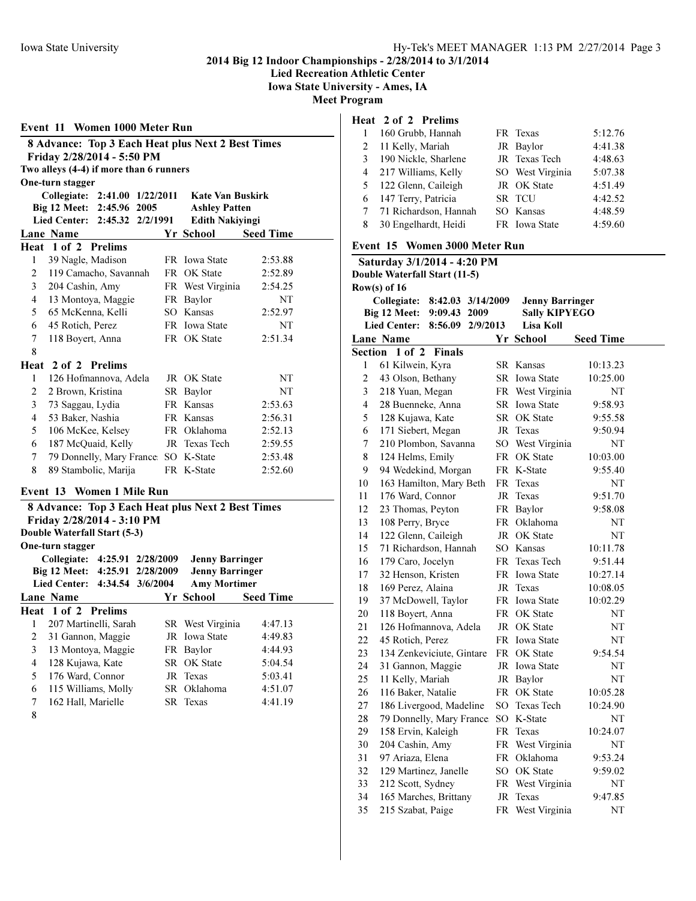## Event 11 Women 1000 Meter Run

**8 Advance: Top 3 Each Heat plus Next 2 Best Times**
**Friday 2/28/2014 - 5:50 PM**
**Two alleys (4-4) if more than 6 runners**
**One-turn stagger**

| | | | |
|---|---|---|---|
| **Collegiate:** | **2:41.00** | **1/22/2011** | **Kate Van Buskirk** |
| **Big 12 Meet:** | **2:45.96** | **2005** | **Ashley Patten** |
| **Lied Center:** | **2:45.32** | **2/2/1991** | **Edith Nakiyingi** |

| Lane | Name | Yr | School | Seed Time |
|---|---|---|---|---|
| **Heat 1 of 2 Prelims** | | | | |
| 1 | 39 Nagle, Madison | FR | Iowa State | 2:53.88 |
| 2 | 119 Camacho, Savannah | FR | OK State | 2:52.89 |
| 3 | 204 Cashin, Amy | FR | West Virginia | 2:54.25 |
| 4 | 13 Montoya, Maggie | FR | Baylor | NT |
| 5 | 65 McKenna, Kelli | SO | Kansas | 2:52.97 |
| 6 | 45 Rotich, Perez | FR | Iowa State | NT |
| 7 | 118 Boyert, Anna | FR | OK State | 2:51.34 |
| 8 | | | | |
| **Heat 2 of 2 Prelims** | | | | |
| 1 | 126 Hofmannova, Adela | JR | OK State | NT |
| 2 | 2 Brown, Kristina | SR | Baylor | NT |
| 3 | 73 Saggau, Lydia | FR | Kansas | 2:53.63 |
| 4 | 53 Baker, Nashia | FR | Kansas | 2:56.31 |
| 5 | 106 McKee, Kelsey | FR | Oklahoma | 2:52.13 |
| 6 | 187 McQuaid, Kelly | JR | Texas Tech | 2:59.55 |
| 7 | 79 Donnelly, Mary France | SO | K-State | 2:53.48 |
| 8 | 89 Stambolic, Marija | FR | K-State | 2:52.60 |

## Event 13 Women 1 Mile Run

**8 Advance: Top 3 Each Heat plus Next 2 Best Times**
**Friday 2/28/2014 - 3:10 PM**
**Double Waterfall Start (5-3)**
**One-turn stagger**

| | | | |
|---|---|---|---|
| **Collegiate:** | **4:25.91** | **2/28/2009** | **Jenny Barringer** |
| **Big 12 Meet:** | **4:25.91** | **2/28/2009** | **Jenny Barringer** |
| **Lied Center:** | **4:34.54** | **3/6/2004** | **Amy Mortimer** |

| Lane | Name | Yr | School | Seed Time |
|---|---|---|---|---|
| **Heat 1 of 2 Prelims** | | | | |
| 1 | 207 Martinelli, Sarah | SR | West Virginia | 4:47.13 |
| 2 | 31 Gannon, Maggie | JR | Iowa State | 4:49.83 |
| 3 | 13 Montoya, Maggie | FR | Baylor | 4:44.93 |
| 4 | 128 Kujawa, Kate | SR | OK State | 5:04.54 |
| 5 | 176 Ward, Connor | JR | Texas | 5:03.41 |
| 6 | 115 Williams, Molly | SR | Oklahoma | 4:51.07 |
| 7 | 162 Hall, Marielle | SR | Texas | 4:41.19 |
| 8 | | | | |
| **Heat 2 of 2 Prelims** | | | | |
| 1 | 160 Grubb, Hannah | FR | Texas | 5:12.76 |
| 2 | 11 Kelly, Mariah | JR | Baylor | 4:41.38 |
| 3 | 190 Nickle, Sharlene | JR | Texas Tech | 4:48.63 |
| 4 | 217 Williams, Kelly | SO | West Virginia | 5:07.38 |
| 5 | 122 Glenn, Caileigh | JR | OK State | 4:51.49 |
| 6 | 147 Terry, Patricia | SR | TCU | 4:42.52 |
| 7 | 71 Richardson, Hannah | SO | Kansas | 4:48.59 |
| 8 | 30 Engelhardt, Heidi | FR | Iowa State | 4:59.60 |

## Event 15 Women 3000 Meter Run

**Saturday 3/1/2014 - 4:20 PM**
**Double Waterfall Start (11-5)**
**Row(s) of 16**

| | | | |
|---|---|---|---|
| **Collegiate:** | **8:42.03** | **3/14/2009** | **Jenny Barringer** |
| **Big 12 Meet:** | **9:09.43** | **2009** | **Sally KIPYEGO** |
| **Lied Center:** | **8:56.09** | **2/9/2013** | **Lisa Koll** |

| Lane | Name | Yr | School | Seed Time |
|---|---|---|---|---|
| **Section 1 of 2 Finals** | | | | |
| 1 | 61 Kilwein, Kyra | SR | Kansas | 10:13.23 |
| 2 | 43 Olson, Bethany | SR | Iowa State | 10:25.00 |
| 3 | 218 Yuan, Megan | FR | West Virginia | NT |
| 4 | 28 Buenneke, Anna | SR | Iowa State | 9:58.93 |
| 5 | 128 Kujawa, Kate | SR | OK State | 9:55.58 |
| 6 | 171 Siebert, Megan | JR | Texas | 9:50.94 |
| 7 | 210 Plombon, Savanna | SO | West Virginia | NT |
| 8 | 124 Helms, Emily | FR | OK State | 10:03.00 |
| 9 | 94 Wedekind, Morgan | FR | K-State | 9:55.40 |
| 10 | 163 Hamilton, Mary Beth | FR | Texas | NT |
| 11 | 176 Ward, Connor | JR | Texas | 9:51.70 |
| 12 | 23 Thomas, Peyton | FR | Baylor | 9:58.08 |
| 13 | 108 Perry, Bryce | FR | Oklahoma | NT |
| 14 | 122 Glenn, Caileigh | JR | OK State | NT |
| 15 | 71 Richardson, Hannah | SO | Kansas | 10:11.78 |
| 16 | 179 Caro, Jocelyn | FR | Texas Tech | 9:51.44 |
| 17 | 32 Henson, Kristen | FR | Iowa State | 10:27.14 |
| 18 | 169 Perez, Alaina | JR | Texas | 10:08.05 |
| 19 | 37 McDowell, Taylor | FR | Iowa State | 10:02.29 |
| 20 | 118 Boyert, Anna | FR | OK State | NT |
| 21 | 126 Hofmannova, Adela | JR | OK State | NT |
| 22 | 45 Rotich, Perez | FR | Iowa State | NT |
| 23 | 134 Zenkeviciute, Gintare | FR | OK State | 9:54.54 |
| 24 | 31 Gannon, Maggie | JR | Iowa State | NT |
| 25 | 11 Kelly, Mariah | JR | Baylor | NT |
| 26 | 116 Baker, Natalie | FR | OK State | 10:05.28 |
| 27 | 186 Livergood, Madeline | SO | Texas Tech | 10:24.90 |
| 28 | 79 Donnelly, Mary France | SO | K-State | NT |
| 29 | 158 Ervin, Kaleigh | FR | Texas | 10:24.07 |
| 30 | 204 Cashin, Amy | FR | West Virginia | NT |
| 31 | 97 Ariaza, Elena | FR | Oklahoma | 9:53.24 |
| 32 | 129 Martinez, Janelle | SO | OK State | 9:59.02 |
| 33 | 212 Scott, Sydney | FR | West Virginia | NT |
| 34 | 165 Marches, Brittany | JR | Texas | 9:47.85 |
| 35 | 215 Szabat, Paige | FR | West Virginia | NT |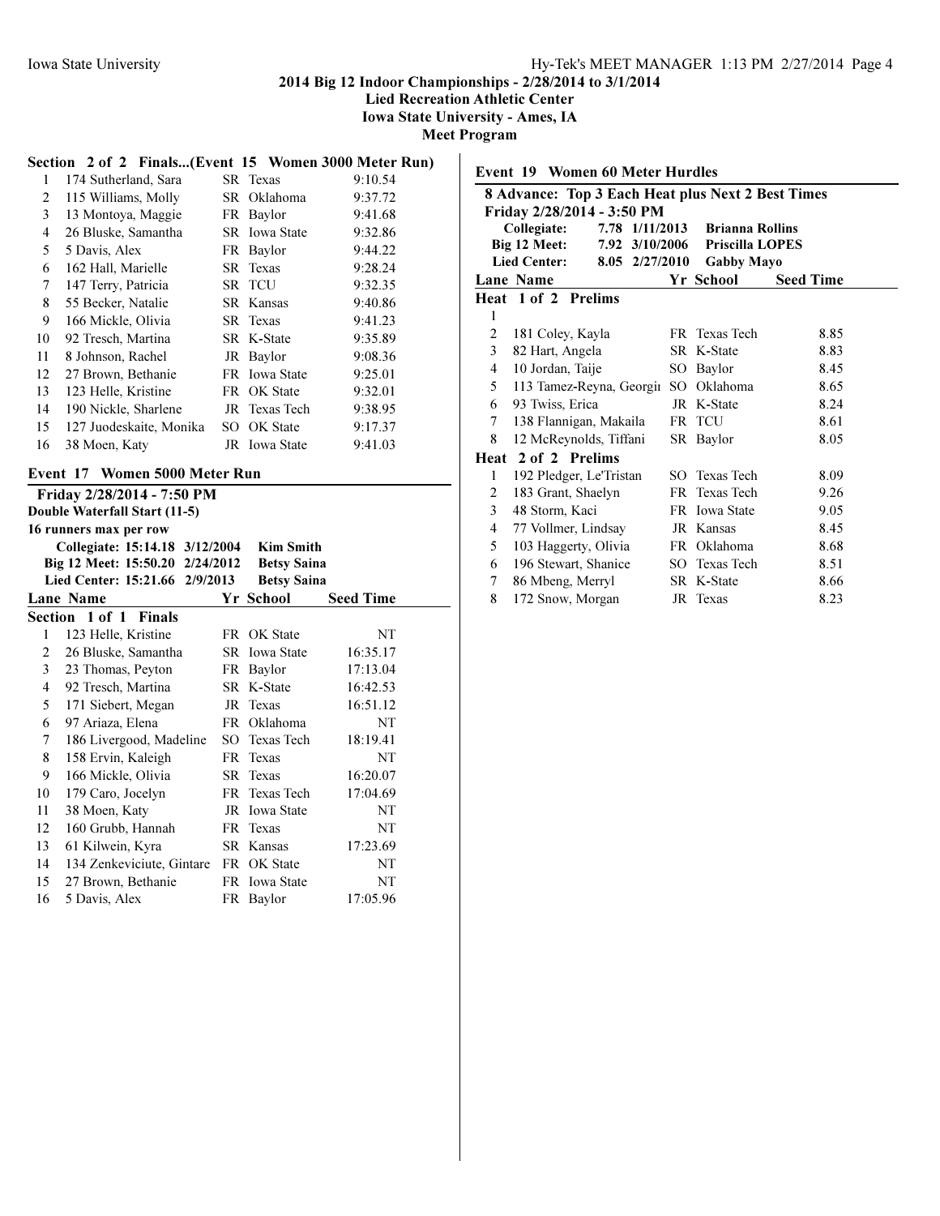## Section 2 of 2 Finals...(Event 15 Women 3000 Meter Run)

| Lane | Name | Yr | School | Seed Time |
|---|---|---|---|---|
| 1 | 174 Sutherland, Sara | SR | Texas | 9:10.54 |
| 2 | 115 Williams, Molly | SR | Oklahoma | 9:37.72 |
| 3 | 13 Montoya, Maggie | FR | Baylor | 9:41.68 |
| 4 | 26 Bluske, Samantha | SR | Iowa State | 9:32.86 |
| 5 | 5 Davis, Alex | FR | Baylor | 9:44.22 |
| 6 | 162 Hall, Marielle | SR | Texas | 9:28.24 |
| 7 | 147 Terry, Patricia | SR | TCU | 9:32.35 |
| 8 | 55 Becker, Natalie | SR | Kansas | 9:40.86 |
| 9 | 166 Mickle, Olivia | SR | Texas | 9:41.23 |
| 10 | 92 Tresch, Martina | SR | K-State | 9:35.89 |
| 11 | 8 Johnson, Rachel | JR | Baylor | 9:08.36 |
| 12 | 27 Brown, Bethanie | FR | Iowa State | 9:25.01 |
| 13 | 123 Helle, Kristine | FR | OK State | 9:32.01 |
| 14 | 190 Nickle, Sharlene | JR | Texas Tech | 9:38.95 |
| 15 | 127 Juodeskaite, Monika | SO | OK State | 9:17.37 |
| 16 | 38 Moen, Katy | JR | Iowa State | 9:41.03 |

## Event 17 Women 5000 Meter Run

**Friday 2/28/2014 - 7:50 PM**

**Double Waterfall Start (11-5)**

**16 runners max per row**

| | | | |
|---|---|---|---|
| Collegiate: | 15:14.18 | 3/12/2004 | Kim Smith |
| Big 12 Meet: | 15:50.20 | 2/24/2012 | Betsy Saina |
| Lied Center: | 15:21.66 | 2/9/2013 | Betsy Saina |

| Lane | Name | Yr | School | Seed Time |
|---|---|---|---|---|
| **Section 1 of 1 Finals** | | | | |
| 1 | 123 Helle, Kristine | FR | OK State | NT |
| 2 | 26 Bluske, Samantha | SR | Iowa State | 16:35.17 |
| 3 | 23 Thomas, Peyton | FR | Baylor | 17:13.04 |
| 4 | 92 Tresch, Martina | SR | K-State | 16:42.53 |
| 5 | 171 Siebert, Megan | JR | Texas | 16:51.12 |
| 6 | 97 Ariaza, Elena | FR | Oklahoma | NT |
| 7 | 186 Livergood, Madeline | SO | Texas Tech | 18:19.41 |
| 8 | 158 Ervin, Kaleigh | FR | Texas | NT |
| 9 | 166 Mickle, Olivia | SR | Texas | 16:20.07 |
| 10 | 179 Caro, Jocelyn | FR | Texas Tech | 17:04.69 |
| 11 | 38 Moen, Katy | JR | Iowa State | NT |
| 12 | 160 Grubb, Hannah | FR | Texas | NT |
| 13 | 61 Kilwein, Kyra | SR | Kansas | 17:23.69 |
| 14 | 134 Zenkeviciute, Gintare | FR | OK State | NT |
| 15 | 27 Brown, Bethanie | FR | Iowa State | NT |
| 16 | 5 Davis, Alex | FR | Baylor | 17:05.96 |

## Event 19 Women 60 Meter Hurdles

**8 Advance: Top 3 Each Heat plus Next 2 Best Times**

**Friday 2/28/2014 - 3:50 PM**

| | | | |
|---|---|---|---|
| Collegiate: | 7.78 | 1/11/2013 | Brianna Rollins |
| Big 12 Meet: | 7.92 | 3/10/2006 | Priscilla LOPES |
| Lied Center: | 8.05 | 2/27/2010 | Gabby Mayo |

| Lane | Name | Yr | School | Seed Time |
|---|---|---|---|---|
| **Heat 1 of 2 Prelims** | | | | |
| 1 | | | | |
| 2 | 181 Coley, Kayla | FR | Texas Tech | 8.85 |
| 3 | 82 Hart, Angela | SR | K-State | 8.83 |
| 4 | 10 Jordan, Taije | SO | Baylor | 8.45 |
| 5 | 113 Tamez-Reyna, Georgi | SO | Oklahoma | 8.65 |
| 6 | 93 Twiss, Erica | JR | K-State | 8.24 |
| 7 | 138 Flannigan, Makaila | FR | TCU | 8.61 |
| 8 | 12 McReynolds, Tiffani | SR | Baylor | 8.05 |
| **Heat 2 of 2 Prelims** | | | | |
| 1 | 192 Pledger, Le'Tristan | SO | Texas Tech | 8.09 |
| 2 | 183 Grant, Shaelyn | FR | Texas Tech | 9.26 |
| 3 | 48 Storm, Kaci | FR | Iowa State | 9.05 |
| 4 | 77 Vollmer, Lindsay | JR | Kansas | 8.45 |
| 5 | 103 Haggerty, Olivia | FR | Oklahoma | 8.68 |
| 6 | 196 Stewart, Shanice | SO | Texas Tech | 8.51 |
| 7 | 86 Mbeng, Merryl | SR | K-State | 8.66 |
| 8 | 172 Snow, Morgan | JR | Texas | 8.23 |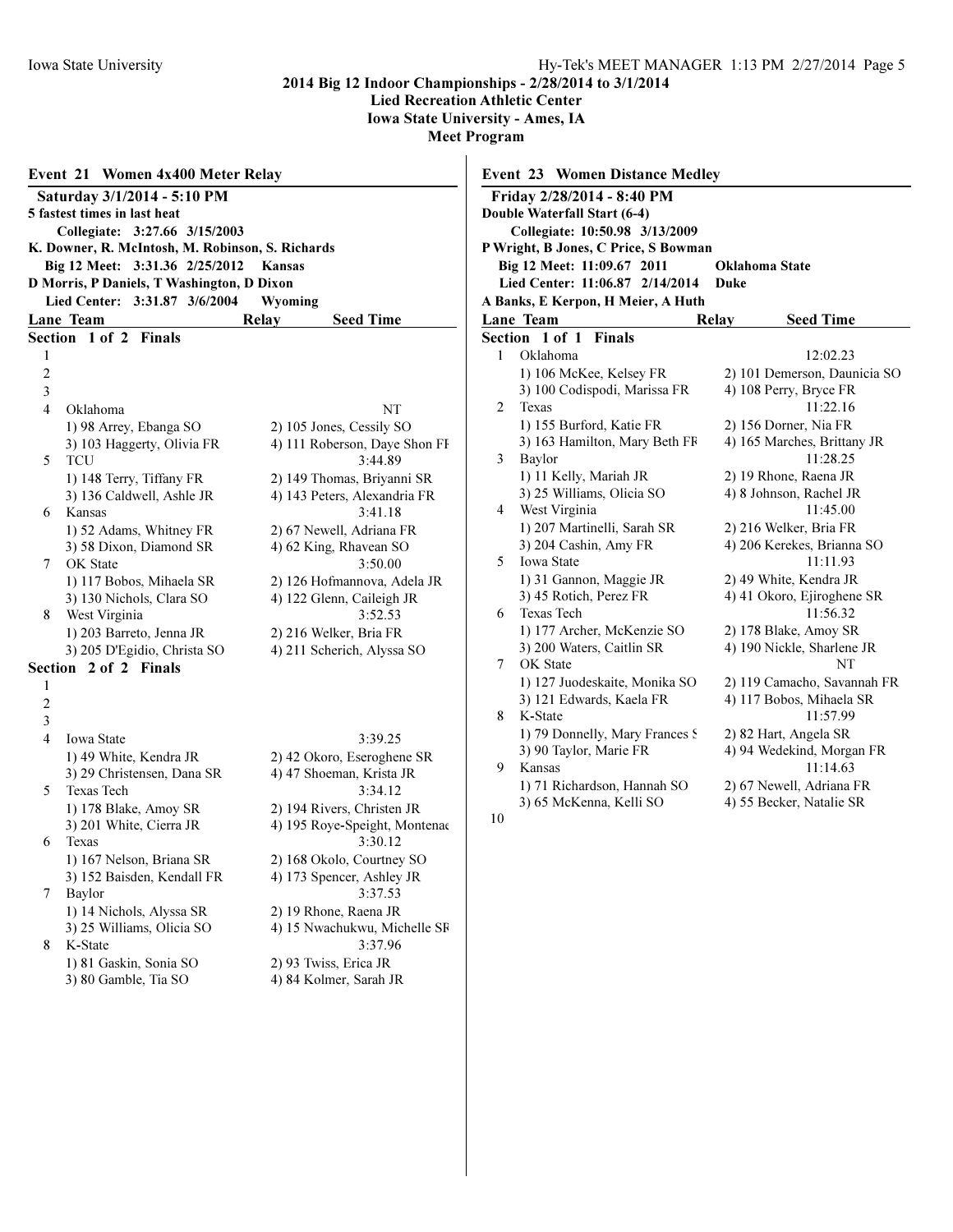# 2014 Big 12 Indoor Championships - 2/28/2014 to 3/1/2014

**Lied Recreation Athletic Center**

**Iowa State University - Ames, IA**

**Meet Program**

## Event 21 Women 4x400 Meter Relay

**Saturday 3/1/2014 - 5:10 PM**

**5 fastest times in last heat**

**Collegiate: 3:27.66 3/15/2003**

**K. Downer, R. McIntosh, M. Robinson, S. Richards**

**Big 12 Meet: 3:31.36 2/25/2012 Kansas**

**D Morris, P Daniels, T Washington, D Dixon**

**Lied Center: 3:31.87 3/6/2004 Wyoming**

| Lane | Team | Relay | Seed Time |
|---|---|---|---|
| **Section 1 of 2 Finals** | | | |
| 1 | | | |
| 2 | | | |
| 3 | | | |
| 4 | Oklahoma | | NT |
| | 1) 98 Arrey, Ebanga SO | 2) 105 Jones, Cessily SO | |
| | 3) 103 Haggerty, Olivia FR | 4) 111 Roberson, Daye Shon FR | |
| 5 | TCU | | 3:44.89 |
| | 1) 148 Terry, Tiffany FR | 2) 149 Thomas, Briyanni SR | |
| | 3) 136 Caldwell, Ashle JR | 4) 143 Peters, Alexandria FR | |
| 6 | Kansas | | 3:41.18 |
| | 1) 52 Adams, Whitney FR | 2) 67 Newell, Adriana FR | |
| | 3) 58 Dixon, Diamond SR | 4) 62 King, Rhavean SO | |
| 7 | OK State | | 3:50.00 |
| | 1) 117 Bobos, Mihaela SR | 2) 126 Hofmannova, Adela JR | |
| | 3) 130 Nichols, Clara SO | 4) 122 Glenn, Caileigh JR | |
| 8 | West Virginia | | 3:52.53 |
| | 1) 203 Barreto, Jenna JR | 2) 216 Welker, Bria FR | |
| | 3) 205 D'Egidio, Christa SO | 4) 211 Scherich, Alyssa SO | |
| **Section 2 of 2 Finals** | | | |
| 1 | | | |
| 2 | | | |
| 3 | | | |
| 4 | Iowa State | | 3:39.25 |
| | 1) 49 White, Kendra JR | 2) 42 Okoro, Eseroghene SR | |
| | 3) 29 Christensen, Dana SR | 4) 47 Shoeman, Krista JR | |
| 5 | Texas Tech | | 3:34.12 |
| | 1) 178 Blake, Amoy SR | 2) 194 Rivers, Christen JR | |
| | 3) 201 White, Cierra JR | 4) 195 Roye-Speight, Montenae | |
| 6 | Texas | | 3:30.12 |
| | 1) 167 Nelson, Briana SR | 2) 168 Okolo, Courtney SO | |
| | 3) 152 Baisden, Kendall FR | 4) 173 Spencer, Ashley JR | |
| 7 | Baylor | | 3:37.53 |
| | 1) 14 Nichols, Alyssa SR | 2) 19 Rhone, Raena JR | |
| | 3) 25 Williams, Olicia SO | 4) 15 Nwachukwu, Michelle SR | |
| 8 | K-State | | 3:37.96 |
| | 1) 81 Gaskin, Sonia SO | 2) 93 Twiss, Erica JR | |
| | 3) 80 Gamble, Tia SO | 4) 84 Kolmer, Sarah JR | |

## Event 23 Women Distance Medley

**Friday 2/28/2014 - 8:40 PM**

**Double Waterfall Start (6-4)**

**Collegiate: 10:50.98 3/13/2009**

**P Wright, B Jones, C Price, S Bowman**

**Big 12 Meet: 11:09.67 2011 Oklahoma State**

**Lied Center: 11:06.87 2/14/2014 Duke**

**A Banks, E Kerpon, H Meier, A Huth**

| Lane | Team | Relay | Seed Time |
|---|---|---|---|
| **Section 1 of 1 Finals** | | | |
| 1 | Oklahoma | | 12:02.23 |
| | 1) 106 McKee, Kelsey FR | 2) 101 Demerson, Daunicia SO | |
| | 3) 100 Codispodi, Marissa FR | 4) 108 Perry, Bryce FR | |
| 2 | Texas | | 11:22.16 |
| | 1) 155 Burford, Katie FR | 2) 156 Dorner, Nia FR | |
| | 3) 163 Hamilton, Mary Beth FR | 4) 165 Marches, Brittany JR | |
| 3 | Baylor | | 11:28.25 |
| | 1) 11 Kelly, Mariah JR | 2) 19 Rhone, Raena JR | |
| | 3) 25 Williams, Olicia SO | 4) 8 Johnson, Rachel JR | |
| 4 | West Virginia | | 11:45.00 |
| | 1) 207 Martinelli, Sarah SR | 2) 216 Welker, Bria FR | |
| | 3) 204 Cashin, Amy FR | 4) 206 Kerekes, Brianna SO | |
| 5 | Iowa State | | 11:11.93 |
| | 1) 31 Gannon, Maggie JR | 2) 49 White, Kendra JR | |
| | 3) 45 Rotich, Perez FR | 4) 41 Okoro, Ejiroghene SR | |
| 6 | Texas Tech | | 11:56.32 |
| | 1) 177 Archer, McKenzie SO | 2) 178 Blake, Amoy SR | |
| | 3) 200 Waters, Caitlin SR | 4) 190 Nickle, Sharlene JR | |
| 7 | OK State | | NT |
| | 1) 127 Juodeskaite, Monika SO | 2) 119 Camacho, Savannah FR | |
| | 3) 121 Edwards, Kaela FR | 4) 117 Bobos, Mihaela SR | |
| 8 | K-State | | 11:57.99 |
| | 1) 79 Donnelly, Mary Frances S | 2) 82 Hart, Angela SR | |
| | 3) 90 Taylor, Marie FR | 4) 94 Wedekind, Morgan FR | |
| 9 | Kansas | | 11:14.63 |
| | 1) 71 Richardson, Hannah SO | 2) 67 Newell, Adriana FR | |
| | 3) 65 McKenna, Kelli SO | 4) 55 Becker, Natalie SR | |
| 10 | | | |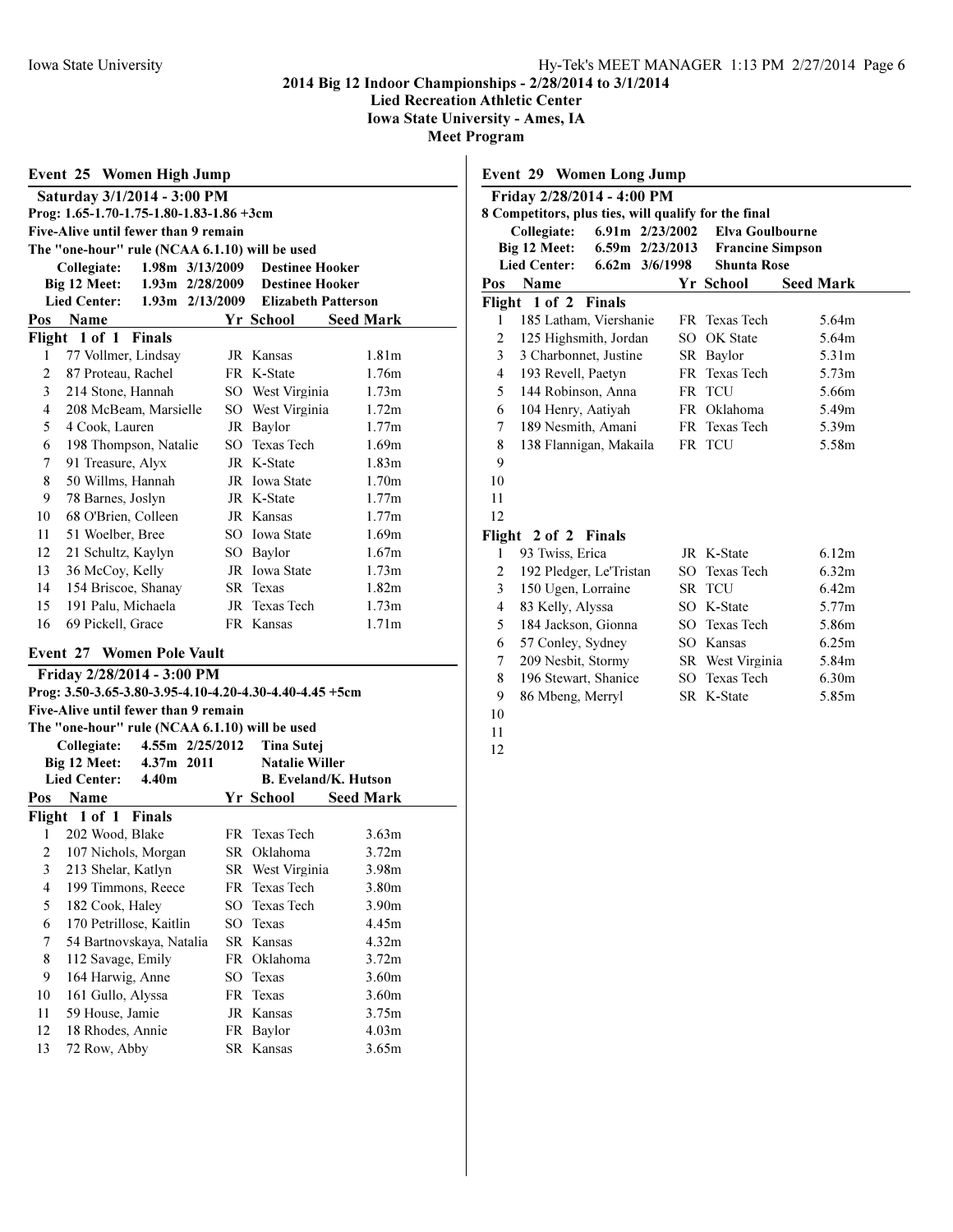## 2014 Big 12 Indoor Championships - 2/28/2014 to 3/1/2014

**Lied Recreation Athletic Center**
**Iowa State University - Ames, IA**
**Meet Program**

### Event 25 Women High Jump

**Saturday 3/1/2014 - 3:00 PM**
**Prog: 1.65-1.70-1.75-1.80-1.83-1.86 +3cm**
**Five-Alive until fewer than 9 remain**
**The "one-hour" rule (NCAA 6.1.10) will be used**

| Record | Mark | Date | Name |
|---|---|---|---|
| Collegiate: | 1.98m | 3/13/2009 | Destinee Hooker |
| Big 12 Meet: | 1.93m | 2/28/2009 | Destinee Hooker |
| Lied Center: | 1.93m | 2/13/2009 | Elizabeth Patterson |

**Flight 1 of 1 Finals**

| Pos | Name | Yr | School | Seed Mark |
|---|---|---|---|---|
| 1 | 77 Vollmer, Lindsay | JR | Kansas | 1.81m |
| 2 | 87 Proteau, Rachel | FR | K-State | 1.76m |
| 3 | 214 Stone, Hannah | SO | West Virginia | 1.73m |
| 4 | 208 McBeam, Marsielle | SO | West Virginia | 1.72m |
| 5 | 4 Cook, Lauren | JR | Baylor | 1.77m |
| 6 | 198 Thompson, Natalie | SO | Texas Tech | 1.69m |
| 7 | 91 Treasure, Alyx | JR | K-State | 1.83m |
| 8 | 50 Willms, Hannah | JR | Iowa State | 1.70m |
| 9 | 78 Barnes, Joslyn | JR | K-State | 1.77m |
| 10 | 68 O'Brien, Colleen | JR | Kansas | 1.77m |
| 11 | 51 Woelber, Bree | SO | Iowa State | 1.69m |
| 12 | 21 Schultz, Kaylyn | SO | Baylor | 1.67m |
| 13 | 36 McCoy, Kelly | JR | Iowa State | 1.73m |
| 14 | 154 Briscoe, Shanay | SR | Texas | 1.82m |
| 15 | 191 Palu, Michaela | JR | Texas Tech | 1.73m |
| 16 | 69 Pickell, Grace | FR | Kansas | 1.71m |

### Event 27 Women Pole Vault

**Friday 2/28/2014 - 3:00 PM**
**Prog: 3.50-3.65-3.80-3.95-4.10-4.20-4.30-4.40-4.45 +5cm**
**Five-Alive until fewer than 9 remain**
**The "one-hour" rule (NCAA 6.1.10) will be used**

| Record | Mark | Date | Name |
|---|---|---|---|
| Collegiate: | 4.55m | 2/25/2012 | Tina Sutej |
| Big 12 Meet: | 4.37m | 2011 | Natalie Willer |
| Lied Center: | 4.40m | | B. Eveland/K. Hutson |

**Flight 1 of 1 Finals**

| Pos | Name | Yr | School | Seed Mark |
|---|---|---|---|---|
| 1 | 202 Wood, Blake | FR | Texas Tech | 3.63m |
| 2 | 107 Nichols, Morgan | SR | Oklahoma | 3.72m |
| 3 | 213 Shelar, Katlyn | SR | West Virginia | 3.98m |
| 4 | 199 Timmons, Reece | FR | Texas Tech | 3.80m |
| 5 | 182 Cook, Haley | SO | Texas Tech | 3.90m |
| 6 | 170 Petrillose, Kaitlin | SO | Texas | 4.45m |
| 7 | 54 Bartnovskaya, Natalia | SR | Kansas | 4.32m |
| 8 | 112 Savage, Emily | FR | Oklahoma | 3.72m |
| 9 | 164 Harwig, Anne | SO | Texas | 3.60m |
| 10 | 161 Gullo, Alyssa | FR | Texas | 3.60m |
| 11 | 59 House, Jamie | JR | Kansas | 3.75m |
| 12 | 18 Rhodes, Annie | FR | Baylor | 4.03m |
| 13 | 72 Row, Abby | SR | Kansas | 3.65m |

### Event 29 Women Long Jump

**Friday 2/28/2014 - 4:00 PM**
**8 Competitors, plus ties, will qualify for the final**

| Record | Mark | Date | Name |
|---|---|---|---|
| Collegiate: | 6.91m | 2/23/2002 | Elva Goulbourne |
| Big 12 Meet: | 6.59m | 2/23/2013 | Francine Simpson |
| Lied Center: | 6.62m | 3/6/1998 | Shunta Rose |

**Flight 1 of 2 Finals**

| Pos | Name | Yr | School | Seed Mark |
|---|---|---|---|---|
| 1 | 185 Latham, Viershanie | FR | Texas Tech | 5.64m |
| 2 | 125 Highsmith, Jordan | SO | OK State | 5.64m |
| 3 | 3 Charbonnet, Justine | SR | Baylor | 5.31m |
| 4 | 193 Revell, Paetyn | FR | Texas Tech | 5.73m |
| 5 | 144 Robinson, Anna | FR | TCU | 5.66m |
| 6 | 104 Henry, Aatiyah | FR | Oklahoma | 5.49m |
| 7 | 189 Nesmith, Amani | FR | Texas Tech | 5.39m |
| 8 | 138 Flannigan, Makaila | FR | TCU | 5.58m |
| 9 | | | | |
| 10 | | | | |
| 11 | | | | |
| 12 | | | | |

**Flight 2 of 2 Finals**

| Pos | Name | Yr | School | Seed Mark |
|---|---|---|---|---|
| 1 | 93 Twiss, Erica | JR | K-State | 6.12m |
| 2 | 192 Pledger, Le'Tristan | SO | Texas Tech | 6.32m |
| 3 | 150 Ugen, Lorraine | SR | TCU | 6.42m |
| 4 | 83 Kelly, Alyssa | SO | K-State | 5.77m |
| 5 | 184 Jackson, Gionna | SO | Texas Tech | 5.86m |
| 6 | 57 Conley, Sydney | SO | Kansas | 6.25m |
| 7 | 209 Nesbit, Stormy | SR | West Virginia | 5.84m |
| 8 | 196 Stewart, Shanice | SO | Texas Tech | 6.30m |
| 9 | 86 Mbeng, Merryl | SR | K-State | 5.85m |
| 10 | | | | |
| 11 | | | | |
| 12 | | | | |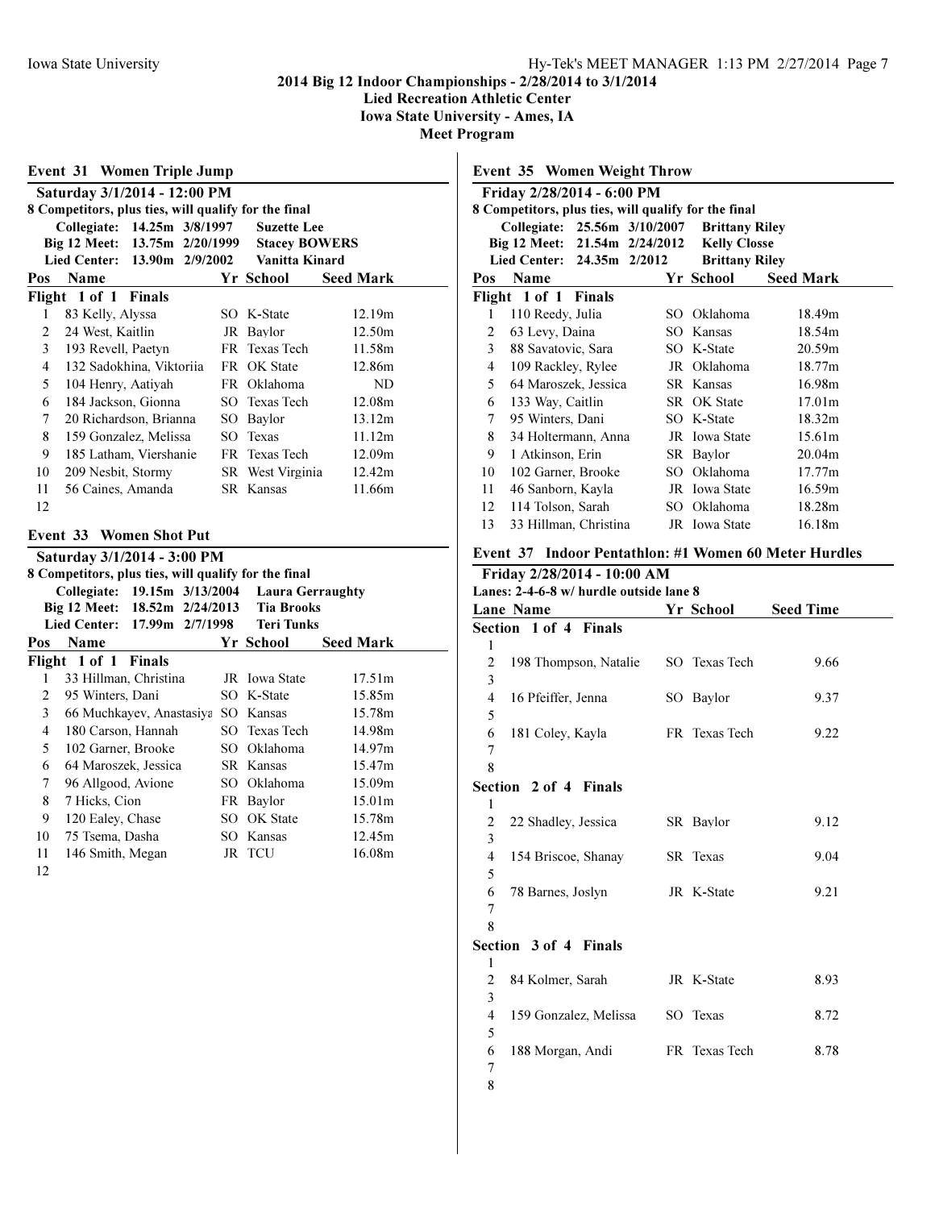**Iowa State University** — Hy-Tek's MEET MANAGER 1:13 PM 2/27/2014

# 2014 Big 12 Indoor Championships - 2/28/2014 to 3/1/2014

**Lied Recreation Athletic Center**
**Iowa State University - Ames, IA**
**Meet Program**

## Event 31 Women Triple Jump

**Saturday 3/1/2014 - 12:00 PM**

8 Competitors, plus ties, will qualify for the final

| | | | |
|---|---|---|---|
| Collegiate: | 14.25m | 3/8/1997 | Suzette Lee |
| Big 12 Meet: | 13.75m | 2/20/1999 | Stacey BOWERS |
| Lied Center: | 13.90m | 2/9/2002 | Vanitta Kinard |

**Flight 1 of 1 Finals**

| Pos | Name | Yr | School | Seed Mark |
|---|---|---|---|---|
| 1 | 83 Kelly, Alyssa | SO | K-State | 12.19m |
| 2 | 24 West, Kaitlin | JR | Baylor | 12.50m |
| 3 | 193 Revell, Paetyn | FR | Texas Tech | 11.58m |
| 4 | 132 Sadokhina, Viktoriia | FR | OK State | 12.86m |
| 5 | 104 Henry, Aatiyah | FR | Oklahoma | ND |
| 6 | 184 Jackson, Gionna | SO | Texas Tech | 12.08m |
| 7 | 20 Richardson, Brianna | SO | Baylor | 13.12m |
| 8 | 159 Gonzalez, Melissa | SO | Texas | 11.12m |
| 9 | 185 Latham, Viershanie | FR | Texas Tech | 12.09m |
| 10 | 209 Nesbit, Stormy | SR | West Virginia | 12.42m |
| 11 | 56 Caines, Amanda | SR | Kansas | 11.66m |
| 12 | | | | |

## Event 33 Women Shot Put

**Saturday 3/1/2014 - 3:00 PM**

8 Competitors, plus ties, will qualify for the final

| | | | |
|---|---|---|---|
| Collegiate: | 19.15m | 3/13/2004 | Laura Gerraughty |
| Big 12 Meet: | 18.52m | 2/24/2013 | Tia Brooks |
| Lied Center: | 17.99m | 2/7/1998 | Teri Tunks |

**Flight 1 of 1 Finals**

| Pos | Name | Yr | School | Seed Mark |
|---|---|---|---|---|
| 1 | 33 Hillman, Christina | JR | Iowa State | 17.51m |
| 2 | 95 Winters, Dani | SO | K-State | 15.85m |
| 3 | 66 Muchkayev, Anastasiya | SO | Kansas | 15.78m |
| 4 | 180 Carson, Hannah | SO | Texas Tech | 14.98m |
| 5 | 102 Garner, Brooke | SO | Oklahoma | 14.97m |
| 6 | 64 Maroszek, Jessica | SR | Kansas | 15.47m |
| 7 | 96 Allgood, Avione | SO | Oklahoma | 15.09m |
| 8 | 7 Hicks, Cion | FR | Baylor | 15.01m |
| 9 | 120 Ealey, Chase | SO | OK State | 15.78m |
| 10 | 75 Tsema, Dasha | SO | Kansas | 12.45m |
| 11 | 146 Smith, Megan | JR | TCU | 16.08m |
| 12 | | | | |

## Event 35 Women Weight Throw

**Friday 2/28/2014 - 6:00 PM**

8 Competitors, plus ties, will qualify for the final

| | | | |
|---|---|---|---|
| Collegiate: | 25.56m | 3/10/2007 | Brittany Riley |
| Big 12 Meet: | 21.54m | 2/24/2012 | Kelly Closse |
| Lied Center: | 24.35m | 2/2012 | Brittany Riley |

**Flight 1 of 1 Finals**

| Pos | Name | Yr | School | Seed Mark |
|---|---|---|---|---|
| 1 | 110 Reedy, Julia | SO | Oklahoma | 18.49m |
| 2 | 63 Levy, Daina | SO | Kansas | 18.54m |
| 3 | 88 Savatovic, Sara | SO | K-State | 20.59m |
| 4 | 109 Rackley, Rylee | JR | Oklahoma | 18.77m |
| 5 | 64 Maroszek, Jessica | SR | Kansas | 16.98m |
| 6 | 133 Way, Caitlin | SR | OK State | 17.01m |
| 7 | 95 Winters, Dani | SO | K-State | 18.32m |
| 8 | 34 Holtermann, Anna | JR | Iowa State | 15.61m |
| 9 | 1 Atkinson, Erin | SR | Baylor | 20.04m |
| 10 | 102 Garner, Brooke | SO | Oklahoma | 17.77m |
| 11 | 46 Sanborn, Kayla | JR | Iowa State | 16.59m |
| 12 | 114 Tolson, Sarah | SO | Oklahoma | 18.28m |
| 13 | 33 Hillman, Christina | JR | Iowa State | 16.18m |

## Event 37 Indoor Pentathlon: #1 Women 60 Meter Hurdles

**Friday 2/28/2014 - 10:00 AM**

Lanes: 2-4-6-8 w/ hurdle outside lane 8

**Section 1 of 4 Finals**

| Lane | Name | Yr | School | Seed Time |
|---|---|---|---|---|
| 1 | | | | |
| 2 | 198 Thompson, Natalie | SO | Texas Tech | 9.66 |
| 3 | | | | |
| 4 | 16 Pfeiffer, Jenna | SO | Baylor | 9.37 |
| 5 | | | | |
| 6 | 181 Coley, Kayla | FR | Texas Tech | 9.22 |
| 7 | | | | |
| 8 | | | | |

**Section 2 of 4 Finals**

| Lane | Name | Yr | School | Seed Time |
|---|---|---|---|---|
| 1 | | | | |
| 2 | 22 Shadley, Jessica | SR | Baylor | 9.12 |
| 3 | | | | |
| 4 | 154 Briscoe, Shanay | SR | Texas | 9.04 |
| 5 | | | | |
| 6 | 78 Barnes, Joslyn | JR | K-State | 9.21 |
| 7 | | | | |
| 8 | | | | |

**Section 3 of 4 Finals**

| Lane | Name | Yr | School | Seed Time |
|---|---|---|---|---|
| 1 | | | | |
| 2 | 84 Kolmer, Sarah | JR | K-State | 8.93 |
| 3 | | | | |
| 4 | 159 Gonzalez, Melissa | SO | Texas | 8.72 |
| 5 | | | | |
| 6 | 188 Morgan, Andi | FR | Texas Tech | 8.78 |
| 7 | | | | |
| 8 | | | | |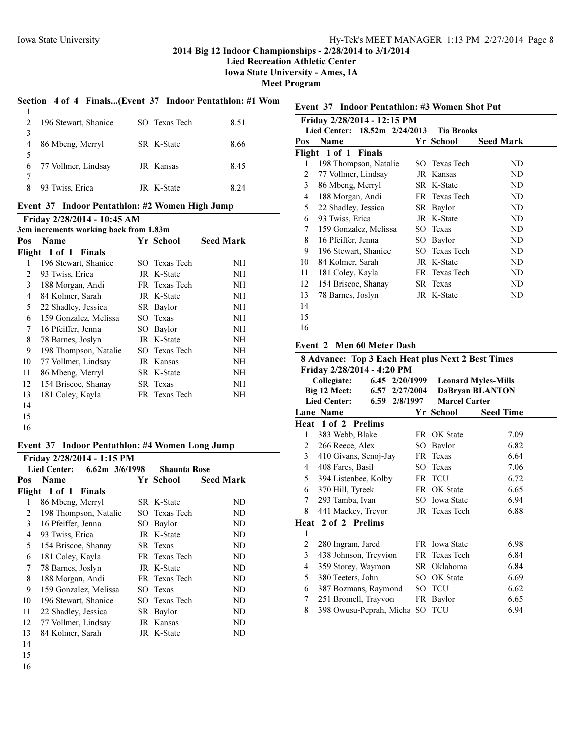## 2014 Big 12 Indoor Championships - 2/28/2014 to 3/1/2014
**Lied Recreation Athletic Center**
**Iowa State University - Ames, IA**
**Meet Program**

### Section 4 of 4 Finals...(Event 37 Indoor Pentathlon: #1 Wom

| Lane | Name | Yr | School | Seed Time |
|---|---|---|---|---|
| 1 | | | | |
| 2 | 196 Stewart, Shanice | SO | Texas Tech | 8.51 |
| 3 | | | | |
| 4 | 86 Mbeng, Merryl | SR | K-State | 8.66 |
| 5 | | | | |
| 6 | 77 Vollmer, Lindsay | JR | Kansas | 8.45 |
| 7 | | | | |
| 8 | 93 Twiss, Erica | JR | K-State | 8.24 |

### Event 37 Indoor Pentathlon: #2 Women High Jump

**Friday 2/28/2014 - 10:45 AM**
**3cm increments working back from 1.83m**

| Pos | Name | Yr | School | Seed Mark |
|---|---|---|---|---|
| **Flight 1 of 1 Finals** | | | | |
| 1 | 196 Stewart, Shanice | SO | Texas Tech | NH |
| 2 | 93 Twiss, Erica | JR | K-State | NH |
| 3 | 188 Morgan, Andi | FR | Texas Tech | NH |
| 4 | 84 Kolmer, Sarah | JR | K-State | NH |
| 5 | 22 Shadley, Jessica | SR | Baylor | NH |
| 6 | 159 Gonzalez, Melissa | SO | Texas | NH |
| 7 | 16 Pfeiffer, Jenna | SO | Baylor | NH |
| 8 | 78 Barnes, Joslyn | JR | K-State | NH |
| 9 | 198 Thompson, Natalie | SO | Texas Tech | NH |
| 10 | 77 Vollmer, Lindsay | JR | Kansas | NH |
| 11 | 86 Mbeng, Merryl | SR | K-State | NH |
| 12 | 154 Briscoe, Shanay | SR | Texas | NH |
| 13 | 181 Coley, Kayla | FR | Texas Tech | NH |
| 14 | | | | |
| 15 | | | | |
| 16 | | | | |

### Event 37 Indoor Pentathlon: #4 Women Long Jump

**Friday 2/28/2014 - 1:15 PM**
**Lied Center: 6.62m 3/6/1998 Shaunta Rose**

| Pos | Name | Yr | School | Seed Mark |
|---|---|---|---|---|
| **Flight 1 of 1 Finals** | | | | |
| 1 | 86 Mbeng, Merryl | SR | K-State | ND |
| 2 | 198 Thompson, Natalie | SO | Texas Tech | ND |
| 3 | 16 Pfeiffer, Jenna | SO | Baylor | ND |
| 4 | 93 Twiss, Erica | JR | K-State | ND |
| 5 | 154 Briscoe, Shanay | SR | Texas | ND |
| 6 | 181 Coley, Kayla | FR | Texas Tech | ND |
| 7 | 78 Barnes, Joslyn | JR | K-State | ND |
| 8 | 188 Morgan, Andi | FR | Texas Tech | ND |
| 9 | 159 Gonzalez, Melissa | SO | Texas | ND |
| 10 | 196 Stewart, Shanice | SO | Texas Tech | ND |
| 11 | 22 Shadley, Jessica | SR | Baylor | ND |
| 12 | 77 Vollmer, Lindsay | JR | Kansas | ND |
| 13 | 84 Kolmer, Sarah | JR | K-State | ND |
| 14 | | | | |
| 15 | | | | |
| 16 | | | | |

### Event 37 Indoor Pentathlon: #3 Women Shot Put

**Friday 2/28/2014 - 12:15 PM**
**Lied Center: 18.52m 2/24/2013 Tia Brooks**

| Pos | Name | Yr | School | Seed Mark |
|---|---|---|---|---|
| **Flight 1 of 1 Finals** | | | | |
| 1 | 198 Thompson, Natalie | SO | Texas Tech | ND |
| 2 | 77 Vollmer, Lindsay | JR | Kansas | ND |
| 3 | 86 Mbeng, Merryl | SR | K-State | ND |
| 4 | 188 Morgan, Andi | FR | Texas Tech | ND |
| 5 | 22 Shadley, Jessica | SR | Baylor | ND |
| 6 | 93 Twiss, Erica | JR | K-State | ND |
| 7 | 159 Gonzalez, Melissa | SO | Texas | ND |
| 8 | 16 Pfeiffer, Jenna | SO | Baylor | ND |
| 9 | 196 Stewart, Shanice | SO | Texas Tech | ND |
| 10 | 84 Kolmer, Sarah | JR | K-State | ND |
| 11 | 181 Coley, Kayla | FR | Texas Tech | ND |
| 12 | 154 Briscoe, Shanay | SR | Texas | ND |
| 13 | 78 Barnes, Joslyn | JR | K-State | ND |
| 14 | | | | |
| 15 | | | | |
| 16 | | | | |

### Event 2 Men 60 Meter Dash

**8 Advance: Top 3 Each Heat plus Next 2 Best Times**
**Friday 2/28/2014 - 4:20 PM**

| | | | |
|---|---|---|---|
| Collegiate: | 6.45 | 2/20/1999 | Leonard Myles-Mills |
| Big 12 Meet: | 6.57 | 2/27/2004 | DaBryan BLANTON |
| Lied Center: | 6.59 | 2/8/1997 | Marcel Carter |

| Lane | Name | Yr | School | Seed Time |
|---|---|---|---|---|
| **Heat 1 of 2 Prelims** | | | | |
| 1 | 383 Webb, Blake | FR | OK State | 7.09 |
| 2 | 266 Reece, Alex | SO | Baylor | 6.82 |
| 3 | 410 Givans, Senoj-Jay | FR | Texas | 6.64 |
| 4 | 408 Fares, Basil | SO | Texas | 7.06 |
| 5 | 394 Listenbee, Kolby | FR | TCU | 6.72 |
| 6 | 370 Hill, Tyreek | FR | OK State | 6.65 |
| 7 | 293 Tamba, Ivan | SO | Iowa State | 6.94 |
| 8 | 441 Mackey, Trevor | JR | Texas Tech | 6.88 |
| **Heat 2 of 2 Prelims** | | | | |
| 1 | | | | |
| 2 | 280 Ingram, Jared | FR | Iowa State | 6.98 |
| 3 | 438 Johnson, Treyvion | FR | Texas Tech | 6.84 |
| 4 | 359 Storey, Waymon | SR | Oklahoma | 6.84 |
| 5 | 380 Teeters, John | SO | OK State | 6.69 |
| 6 | 387 Bozmans, Raymond | SO | TCU | 6.62 |
| 7 | 251 Bromell, Trayvon | FR | Baylor | 6.65 |
| 8 | 398 Owusu-Peprah, Micha | SO | TCU | 6.94 |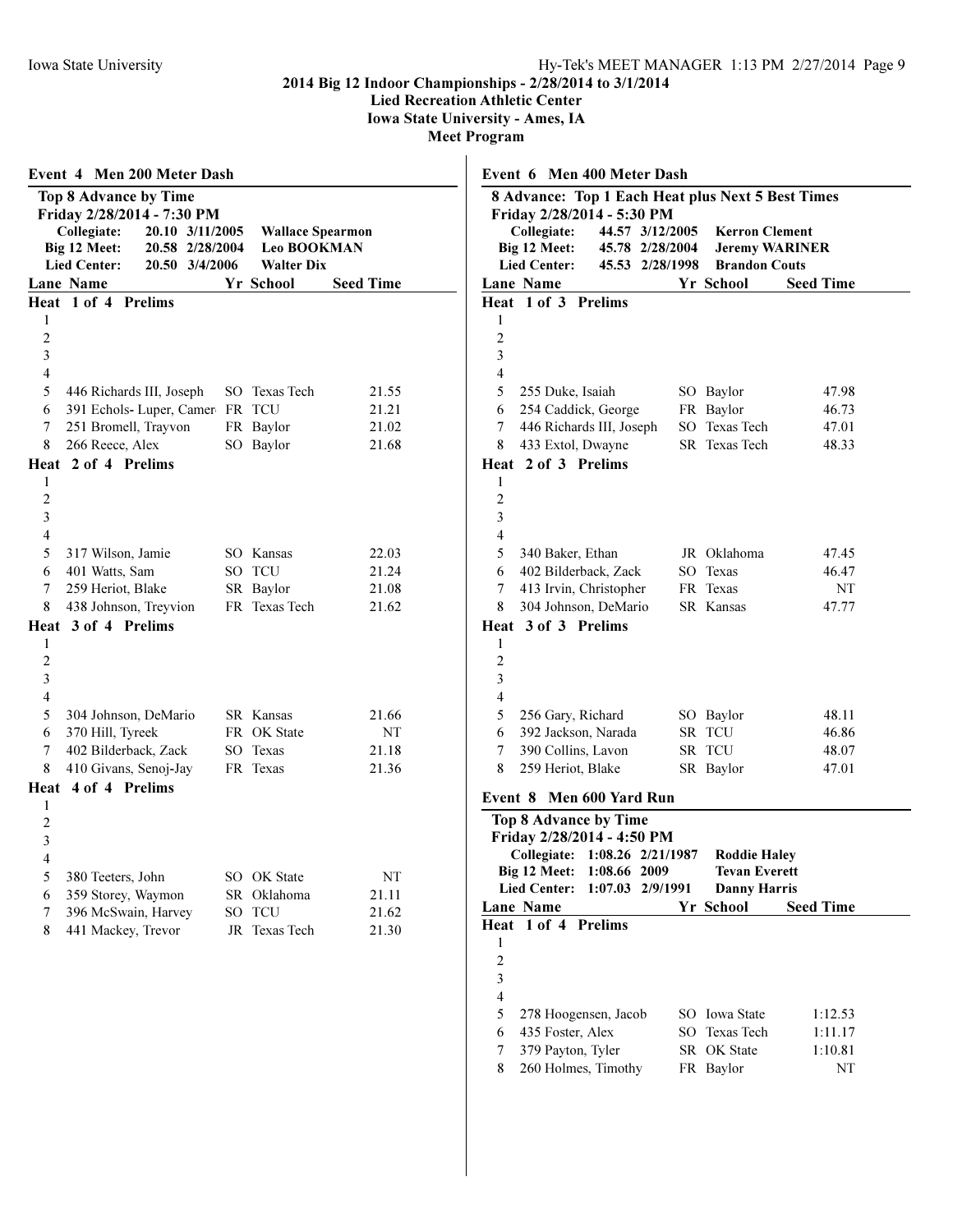**2014 Big 12 Indoor Championships - 2/28/2014 to 3/1/2014**
**Lied Recreation Athletic Center**
**Iowa State University - Ames, IA**
**Meet Program**

## Event 4 Men 200 Meter Dash

**Top 8 Advance by Time**
**Friday 2/28/2014 - 7:30 PM**

| | | | |
|---|---|---|---|
| Collegiate: | 20.10 | 3/11/2005 | Wallace Spearmon |
| Big 12 Meet: | 20.58 | 2/28/2004 | Leo BOOKMAN |
| Lied Center: | 20.50 | 3/4/2006 | Walter Dix |

| Lane | Name | Yr | School | Seed Time |
|---|---|---|---|---|
| **Heat 1 of 4 Prelims** | | | | |
| 1 | | | | |
| 2 | | | | |
| 3 | | | | |
| 4 | | | | |
| 5 | 446 Richards III, Joseph | SO | Texas Tech | 21.55 |
| 6 | 391 Echols- Luper, Camer | FR | TCU | 21.21 |
| 7 | 251 Bromell, Trayvon | FR | Baylor | 21.02 |
| 8 | 266 Reece, Alex | SO | Baylor | 21.68 |
| **Heat 2 of 4 Prelims** | | | | |
| 1 | | | | |
| 2 | | | | |
| 3 | | | | |
| 4 | | | | |
| 5 | 317 Wilson, Jamie | SO | Kansas | 22.03 |
| 6 | 401 Watts, Sam | SO | TCU | 21.24 |
| 7 | 259 Heriot, Blake | SR | Baylor | 21.08 |
| 8 | 438 Johnson, Treyvion | FR | Texas Tech | 21.62 |
| **Heat 3 of 4 Prelims** | | | | |
| 1 | | | | |
| 2 | | | | |
| 3 | | | | |
| 4 | | | | |
| 5 | 304 Johnson, DeMario | SR | Kansas | 21.66 |
| 6 | 370 Hill, Tyreek | FR | OK State | NT |
| 7 | 402 Bilderback, Zack | SO | Texas | 21.18 |
| 8 | 410 Givans, Senoj-Jay | FR | Texas | 21.36 |
| **Heat 4 of 4 Prelims** | | | | |
| 1 | | | | |
| 2 | | | | |
| 3 | | | | |
| 4 | | | | |
| 5 | 380 Teeters, John | SO | OK State | NT |
| 6 | 359 Storey, Waymon | SR | Oklahoma | 21.11 |
| 7 | 396 McSwain, Harvey | SO | TCU | 21.62 |
| 8 | 441 Mackey, Trevor | JR | Texas Tech | 21.30 |

## Event 6 Men 400 Meter Dash

**8 Advance: Top 1 Each Heat plus Next 5 Best Times**
**Friday 2/28/2014 - 5:30 PM**

| | | | |
|---|---|---|---|
| Collegiate: | 44.57 | 3/12/2005 | Kerron Clement |
| Big 12 Meet: | 45.78 | 2/28/2004 | Jeremy WARINER |
| Lied Center: | 45.53 | 2/28/1998 | Brandon Couts |

| Lane | Name | Yr | School | Seed Time |
|---|---|---|---|---|
| **Heat 1 of 3 Prelims** | | | | |
| 1 | | | | |
| 2 | | | | |
| 3 | | | | |
| 4 | | | | |
| 5 | 255 Duke, Isaiah | SO | Baylor | 47.98 |
| 6 | 254 Caddick, George | FR | Baylor | 46.73 |
| 7 | 446 Richards III, Joseph | SO | Texas Tech | 47.01 |
| 8 | 433 Extol, Dwayne | SR | Texas Tech | 48.33 |
| **Heat 2 of 3 Prelims** | | | | |
| 1 | | | | |
| 2 | | | | |
| 3 | | | | |
| 4 | | | | |
| 5 | 340 Baker, Ethan | JR | Oklahoma | 47.45 |
| 6 | 402 Bilderback, Zack | SO | Texas | 46.47 |
| 7 | 413 Irvin, Christopher | FR | Texas | NT |
| 8 | 304 Johnson, DeMario | SR | Kansas | 47.77 |
| **Heat 3 of 3 Prelims** | | | | |
| 1 | | | | |
| 2 | | | | |
| 3 | | | | |
| 4 | | | | |
| 5 | 256 Gary, Richard | SO | Baylor | 48.11 |
| 6 | 392 Jackson, Narada | SR | TCU | 46.86 |
| 7 | 390 Collins, Lavon | SR | TCU | 48.07 |
| 8 | 259 Heriot, Blake | SR | Baylor | 47.01 |

## Event 8 Men 600 Yard Run

**Top 8 Advance by Time**
**Friday 2/28/2014 - 4:50 PM**

| | | | |
|---|---|---|---|
| Collegiate: | 1:08.26 | 2/21/1987 | Roddie Haley |
| Big 12 Meet: | 1:08.66 | 2009 | Tevan Everett |
| Lied Center: | 1:07.03 | 2/9/1991 | Danny Harris |

| Lane | Name | Yr | School | Seed Time |
|---|---|---|---|---|
| **Heat 1 of 4 Prelims** | | | | |
| 1 | | | | |
| 2 | | | | |
| 3 | | | | |
| 4 | | | | |
| 5 | 278 Hoogensen, Jacob | SO | Iowa State | 1:12.53 |
| 6 | 435 Foster, Alex | SO | Texas Tech | 1:11.17 |
| 7 | 379 Payton, Tyler | SR | OK State | 1:10.81 |
| 8 | 260 Holmes, Timothy | FR | Baylor | NT |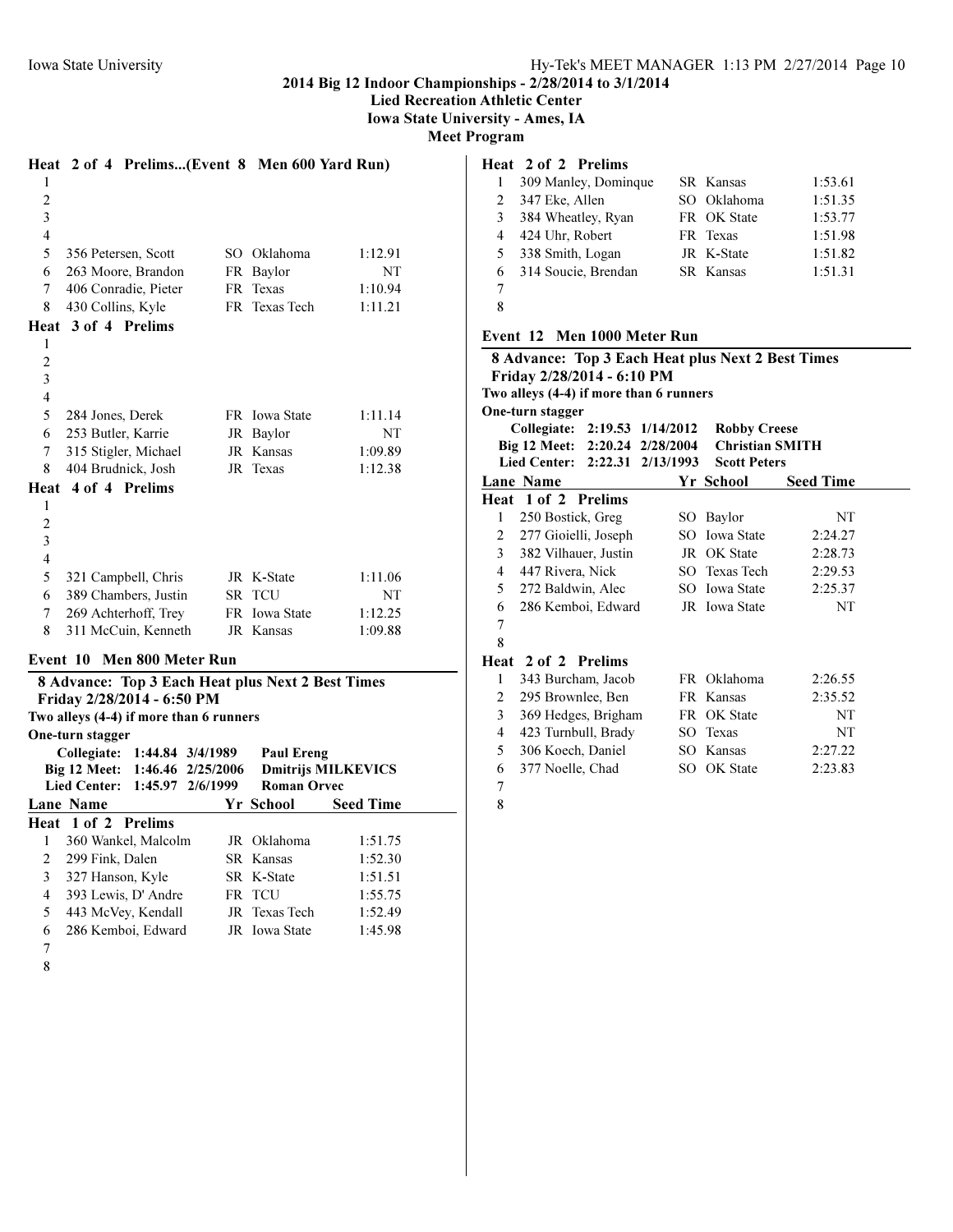## 2014 Big 12 Indoor Championships - 2/28/2014 to 3/1/2014

**Lied Recreation Athletic Center**

**Iowa State University - Ames, IA**

**Meet Program**

### Heat 2 of 4 Prelims...(Event 8 Men 600 Yard Run)

| Lane | Name | Yr | School | Seed Time |
|---|---|---|---|---|
| 1 | | | | |
| 2 | | | | |
| 3 | | | | |
| 4 | | | | |
| 5 | 356 Petersen, Scott | SO | Oklahoma | 1:12.91 |
| 6 | 263 Moore, Brandon | FR | Baylor | NT |
| 7 | 406 Conradie, Pieter | FR | Texas | 1:10.94 |
| 8 | 430 Collins, Kyle | FR | Texas Tech | 1:11.21 |

### Heat 3 of 4 Prelims

| Lane | Name | Yr | School | Seed Time |
|---|---|---|---|---|
| 1 | | | | |
| 2 | | | | |
| 3 | | | | |
| 4 | | | | |
| 5 | 284 Jones, Derek | FR | Iowa State | 1:11.14 |
| 6 | 253 Butler, Karrie | JR | Baylor | NT |
| 7 | 315 Stigler, Michael | JR | Kansas | 1:09.89 |
| 8 | 404 Brudnick, Josh | JR | Texas | 1:12.38 |

### Heat 4 of 4 Prelims

| Lane | Name | Yr | School | Seed Time |
|---|---|---|---|---|
| 1 | | | | |
| 2 | | | | |
| 3 | | | | |
| 4 | | | | |
| 5 | 321 Campbell, Chris | JR | K-State | 1:11.06 |
| 6 | 389 Chambers, Justin | SR | TCU | NT |
| 7 | 269 Achterhoff, Trey | FR | Iowa State | 1:12.25 |
| 8 | 311 McCuin, Kenneth | JR | Kansas | 1:09.88 |

## Event 10 Men 800 Meter Run

**8 Advance: Top 3 Each Heat plus Next 2 Best Times**

**Friday 2/28/2014 - 6:50 PM**

**Two alleys (4-4) if more than 6 runners**

**One-turn stagger**

| | | | |
|---|---|---|---|
| Collegiate: | 1:44.84 | 3/4/1989 | Paul Ereng |
| Big 12 Meet: | 1:46.46 | 2/25/2006 | Dmitrijs MILKEVICS |
| Lied Center: | 1:45.97 | 2/6/1999 | Roman Orvec |

### Heat 1 of 2 Prelims

| Lane | Name | Yr | School | Seed Time |
|---|---|---|---|---|
| 1 | 360 Wankel, Malcolm | JR | Oklahoma | 1:51.75 |
| 2 | 299 Fink, Dalen | SR | Kansas | 1:52.30 |
| 3 | 327 Hanson, Kyle | SR | K-State | 1:51.51 |
| 4 | 393 Lewis, D' Andre | FR | TCU | 1:55.75 |
| 5 | 443 McVey, Kendall | JR | Texas Tech | 1:52.49 |
| 6 | 286 Kemboi, Edward | JR | Iowa State | 1:45.98 |
| 7 | | | | |
| 8 | | | | |

### Heat 2 of 2 Prelims

| Lane | Name | Yr | School | Seed Time |
|---|---|---|---|---|
| 1 | 309 Manley, Dominque | SR | Kansas | 1:53.61 |
| 2 | 347 Eke, Allen | SO | Oklahoma | 1:51.35 |
| 3 | 384 Wheatley, Ryan | FR | OK State | 1:53.77 |
| 4 | 424 Uhr, Robert | FR | Texas | 1:51.98 |
| 5 | 338 Smith, Logan | JR | K-State | 1:51.82 |
| 6 | 314 Soucie, Brendan | SR | Kansas | 1:51.31 |
| 7 | | | | |
| 8 | | | | |

## Event 12 Men 1000 Meter Run

**8 Advance: Top 3 Each Heat plus Next 2 Best Times**

**Friday 2/28/2014 - 6:10 PM**

**Two alleys (4-4) if more than 6 runners**

**One-turn stagger**

| | | | |
|---|---|---|---|
| Collegiate: | 2:19.53 | 1/14/2012 | Robby Creese |
| Big 12 Meet: | 2:20.24 | 2/28/2004 | Christian SMITH |
| Lied Center: | 2:22.31 | 2/13/1993 | Scott Peters |

### Heat 1 of 2 Prelims

| Lane | Name | Yr | School | Seed Time |
|---|---|---|---|---|
| 1 | 250 Bostick, Greg | SO | Baylor | NT |
| 2 | 277 Gioielli, Joseph | SO | Iowa State | 2:24.27 |
| 3 | 382 Vilhauer, Justin | JR | OK State | 2:28.73 |
| 4 | 447 Rivera, Nick | SO | Texas Tech | 2:29.53 |
| 5 | 272 Baldwin, Alec | SO | Iowa State | 2:25.37 |
| 6 | 286 Kemboi, Edward | JR | Iowa State | NT |
| 7 | | | | |
| 8 | | | | |

### Heat 2 of 2 Prelims

| Lane | Name | Yr | School | Seed Time |
|---|---|---|---|---|
| 1 | 343 Burcham, Jacob | FR | Oklahoma | 2:26.55 |
| 2 | 295 Brownlee, Ben | FR | Kansas | 2:35.52 |
| 3 | 369 Hedges, Brigham | FR | OK State | NT |
| 4 | 423 Turnbull, Brady | SO | Texas | NT |
| 5 | 306 Koech, Daniel | SO | Kansas | 2:27.22 |
| 6 | 377 Noelle, Chad | SO | OK State | 2:23.83 |
| 7 | | | | |
| 8 | | | | |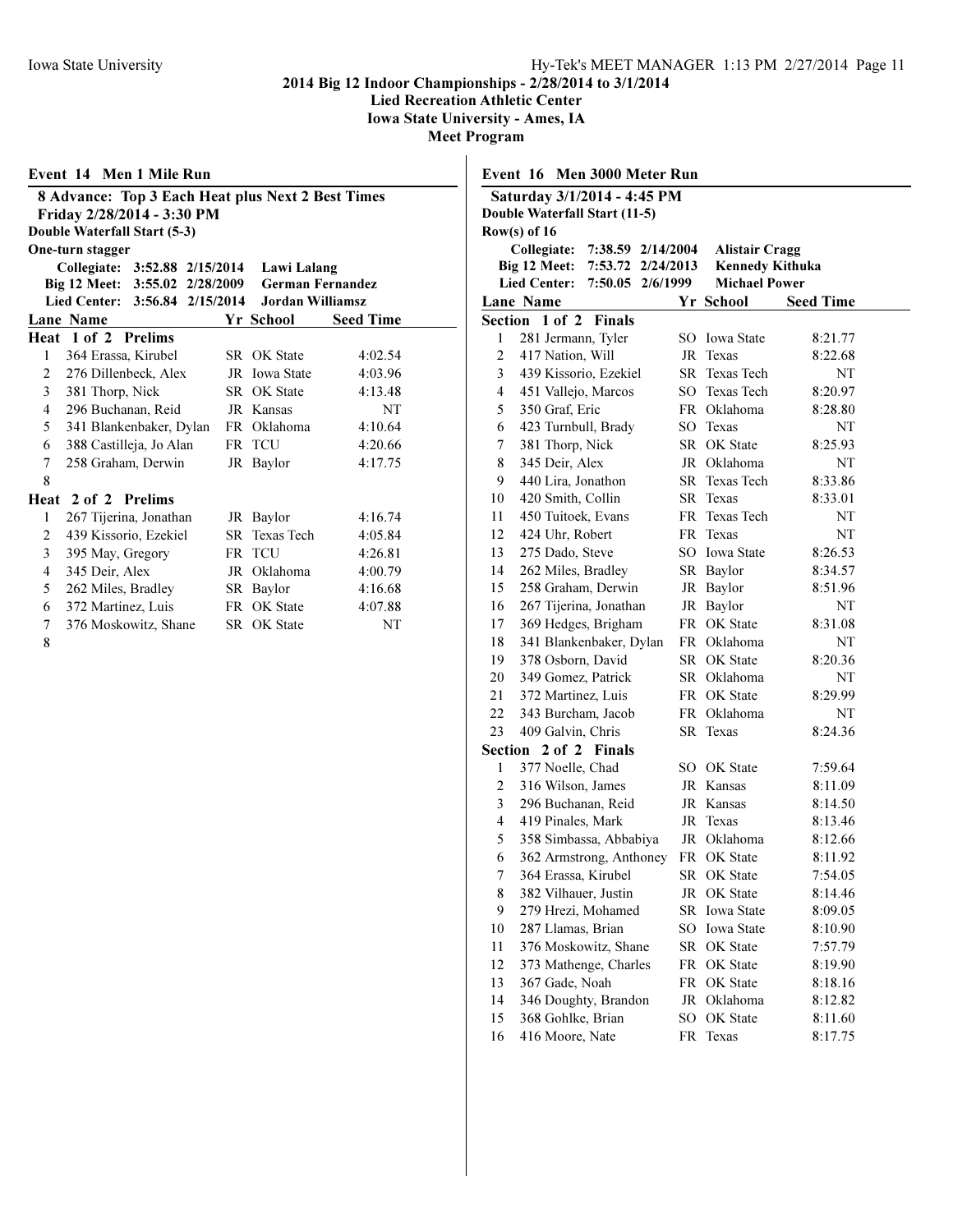# 2014 Big 12 Indoor Championships - 2/28/2014 to 3/1/2014

**Lied Recreation Athletic Center**

**Iowa State University - Ames, IA**

**Meet Program**

## Event 14 Men 1 Mile Run

**8 Advance: Top 3 Each Heat plus Next 2 Best Times**

**Friday 2/28/2014 - 3:30 PM**

**Double Waterfall Start (5-3)**

**One-turn stagger**

| | | | |
|---|---|---|---|
| Collegiate: | 3:52.88 | 2/15/2014 | Lawi Lalang |
| Big 12 Meet: | 3:55.02 | 2/28/2009 | German Fernandez |
| Lied Center: | 3:56.84 | 2/15/2014 | Jordan Williamsz |

| Lane | Name | Yr | School | Seed Time |
|---|---|---|---|---|
| **Heat 1 of 2 Prelims** | | | | |
| 1 | 364 Erassa, Kirubel | SR | OK State | 4:02.54 |
| 2 | 276 Dillenbeck, Alex | JR | Iowa State | 4:03.96 |
| 3 | 381 Thorp, Nick | SR | OK State | 4:13.48 |
| 4 | 296 Buchanan, Reid | JR | Kansas | NT |
| 5 | 341 Blankenbaker, Dylan | FR | Oklahoma | 4:10.64 |
| 6 | 388 Castilleja, Jo Alan | FR | TCU | 4:20.66 |
| 7 | 258 Graham, Derwin | JR | Baylor | 4:17.75 |
| 8 | | | | |
| **Heat 2 of 2 Prelims** | | | | |
| 1 | 267 Tijerina, Jonathan | JR | Baylor | 4:16.74 |
| 2 | 439 Kissorio, Ezekiel | SR | Texas Tech | 4:05.84 |
| 3 | 395 May, Gregory | FR | TCU | 4:26.81 |
| 4 | 345 Deir, Alex | JR | Oklahoma | 4:00.79 |
| 5 | 262 Miles, Bradley | SR | Baylor | 4:16.68 |
| 6 | 372 Martinez, Luis | FR | OK State | 4:07.88 |
| 7 | 376 Moskowitz, Shane | SR | OK State | NT |
| 8 | | | | |

## Event 16 Men 3000 Meter Run

**Saturday 3/1/2014 - 4:45 PM**

**Double Waterfall Start (11-5)**

**Row(s) of 16**

| | | | |
|---|---|---|---|
| Collegiate: | 7:38.59 | 2/14/2004 | Alistair Cragg |
| Big 12 Meet: | 7:53.72 | 2/24/2013 | Kennedy Kithuka |
| Lied Center: | 7:50.05 | 2/6/1999 | Michael Power |

| Lane | Name | Yr | School | Seed Time |
|---|---|---|---|---|
| **Section 1 of 2 Finals** | | | | |
| 1 | 281 Jermann, Tyler | SO | Iowa State | 8:21.77 |
| 2 | 417 Nation, Will | JR | Texas | 8:22.68 |
| 3 | 439 Kissorio, Ezekiel | SR | Texas Tech | NT |
| 4 | 451 Vallejo, Marcos | SO | Texas Tech | 8:20.97 |
| 5 | 350 Graf, Eric | FR | Oklahoma | 8:28.80 |
| 6 | 423 Turnbull, Brady | SO | Texas | NT |
| 7 | 381 Thorp, Nick | SR | OK State | 8:25.93 |
| 8 | 345 Deir, Alex | JR | Oklahoma | NT |
| 9 | 440 Lira, Jonathon | SR | Texas Tech | 8:33.86 |
| 10 | 420 Smith, Collin | SR | Texas | 8:33.01 |
| 11 | 450 Tuitoek, Evans | FR | Texas Tech | NT |
| 12 | 424 Uhr, Robert | FR | Texas | NT |
| 13 | 275 Dado, Steve | SO | Iowa State | 8:26.53 |
| 14 | 262 Miles, Bradley | SR | Baylor | 8:34.57 |
| 15 | 258 Graham, Derwin | JR | Baylor | 8:51.96 |
| 16 | 267 Tijerina, Jonathan | JR | Baylor | NT |
| 17 | 369 Hedges, Brigham | FR | OK State | 8:31.08 |
| 18 | 341 Blankenbaker, Dylan | FR | Oklahoma | NT |
| 19 | 378 Osborn, David | SR | OK State | 8:20.36 |
| 20 | 349 Gomez, Patrick | SR | Oklahoma | NT |
| 21 | 372 Martinez, Luis | FR | OK State | 8:29.99 |
| 22 | 343 Burcham, Jacob | FR | Oklahoma | NT |
| 23 | 409 Galvin, Chris | SR | Texas | 8:24.36 |
| **Section 2 of 2 Finals** | | | | |
| 1 | 377 Noelle, Chad | SO | OK State | 7:59.64 |
| 2 | 316 Wilson, James | JR | Kansas | 8:11.09 |
| 3 | 296 Buchanan, Reid | JR | Kansas | 8:14.50 |
| 4 | 419 Pinales, Mark | JR | Texas | 8:13.46 |
| 5 | 358 Simbassa, Abbabiya | JR | Oklahoma | 8:12.66 |
| 6 | 362 Armstrong, Anthoney | FR | OK State | 8:11.92 |
| 7 | 364 Erassa, Kirubel | SR | OK State | 7:54.05 |
| 8 | 382 Vilhauer, Justin | JR | OK State | 8:14.46 |
| 9 | 279 Hrezi, Mohamed | SR | Iowa State | 8:09.05 |
| 10 | 287 Llamas, Brian | SO | Iowa State | 8:10.90 |
| 11 | 376 Moskowitz, Shane | SR | OK State | 7:57.79 |
| 12 | 373 Mathenge, Charles | FR | OK State | 8:19.90 |
| 13 | 367 Gade, Noah | FR | OK State | 8:18.16 |
| 14 | 346 Doughty, Brandon | JR | Oklahoma | 8:12.82 |
| 15 | 368 Gohlke, Brian | SO | OK State | 8:11.60 |
| 16 | 416 Moore, Nate | FR | Texas | 8:17.75 |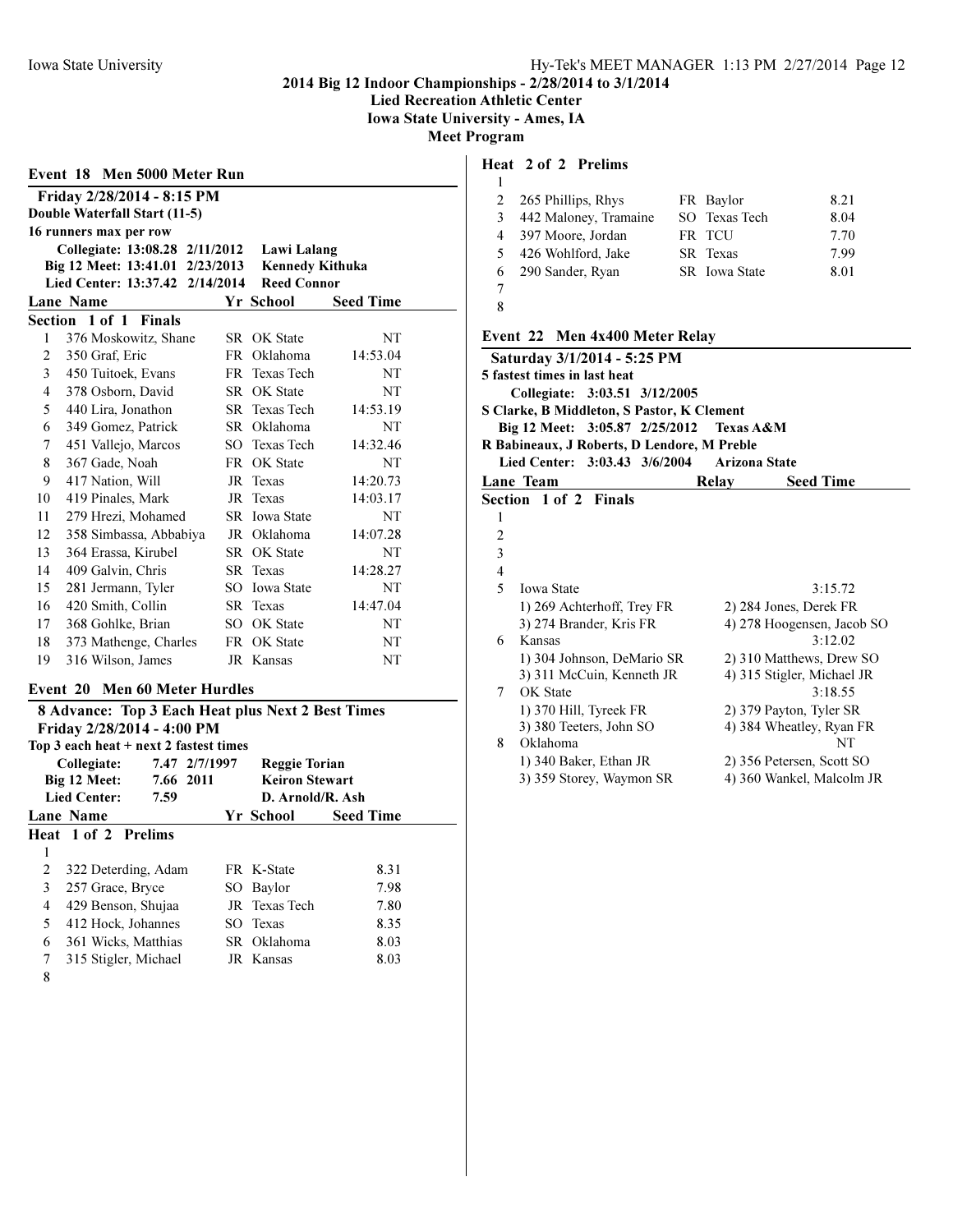**2014 Big 12 Indoor Championships - 2/28/2014 to 3/1/2014**
**Lied Recreation Athletic Center**
**Iowa State University - Ames, IA**
**Meet Program**

## Event 18 Men 5000 Meter Run

**Friday 2/28/2014 - 8:15 PM**
**Double Waterfall Start (11-5)**
**16 runners max per row**

| | | | |
|---|---|---|---|
| Collegiate: | 13:08.28 | 2/11/2012 | Lawi Lalang |
| Big 12 Meet: | 13:41.01 | 2/23/2013 | Kennedy Kithuka |
| Lied Center: | 13:37.42 | 2/14/2014 | Reed Connor |

**Section 1 of 1 Finals**

| Lane | Name | Yr | School | Seed Time |
|---|---|---|---|---|
| 1 | 376 Moskowitz, Shane | SR | OK State | NT |
| 2 | 350 Graf, Eric | FR | Oklahoma | 14:53.04 |
| 3 | 450 Tuitoek, Evans | FR | Texas Tech | NT |
| 4 | 378 Osborn, David | SR | OK State | NT |
| 5 | 440 Lira, Jonathon | SR | Texas Tech | 14:53.19 |
| 6 | 349 Gomez, Patrick | SR | Oklahoma | NT |
| 7 | 451 Vallejo, Marcos | SO | Texas Tech | 14:32.46 |
| 8 | 367 Gade, Noah | FR | OK State | NT |
| 9 | 417 Nation, Will | JR | Texas | 14:20.73 |
| 10 | 419 Pinales, Mark | JR | Texas | 14:03.17 |
| 11 | 279 Hrezi, Mohamed | SR | Iowa State | NT |
| 12 | 358 Simbassa, Abbabiya | JR | Oklahoma | 14:07.28 |
| 13 | 364 Erassa, Kirubel | SR | OK State | NT |
| 14 | 409 Galvin, Chris | SR | Texas | 14:28.27 |
| 15 | 281 Jermann, Tyler | SO | Iowa State | NT |
| 16 | 420 Smith, Collin | SR | Texas | 14:47.04 |
| 17 | 368 Gohlke, Brian | SO | OK State | NT |
| 18 | 373 Mathenge, Charles | FR | OK State | NT |
| 19 | 316 Wilson, James | JR | Kansas | NT |

## Event 20 Men 60 Meter Hurdles

**8 Advance: Top 3 Each Heat plus Next 2 Best Times**
**Friday 2/28/2014 - 4:00 PM**
**Top 3 each heat + next 2 fastest times**

| | | | |
|---|---|---|---|
| Collegiate: | 7.47 | 2/7/1997 | Reggie Torian |
| Big 12 Meet: | 7.66 | 2011 | Keiron Stewart |
| Lied Center: | 7.59 | | D. Arnold/R. Ash |

**Heat 1 of 2 Prelims**

| Lane | Name | Yr | School | Seed Time |
|---|---|---|---|---|
| 1 | | | | |
| 2 | 322 Deterding, Adam | FR | K-State | 8.31 |
| 3 | 257 Grace, Bryce | SO | Baylor | 7.98 |
| 4 | 429 Benson, Shujaa | JR | Texas Tech | 7.80 |
| 5 | 412 Hock, Johannes | SO | Texas | 8.35 |
| 6 | 361 Wicks, Matthias | SR | Oklahoma | 8.03 |
| 7 | 315 Stigler, Michael | JR | Kansas | 8.03 |
| 8 | | | | |

**Heat 2 of 2 Prelims**

| Lane | Name | Yr | School | Seed Time |
|---|---|---|---|---|
| 1 | | | | |
| 2 | 265 Phillips, Rhys | FR | Baylor | 8.21 |
| 3 | 442 Maloney, Tramaine | SO | Texas Tech | 8.04 |
| 4 | 397 Moore, Jordan | FR | TCU | 7.70 |
| 5 | 426 Wohlford, Jake | SR | Texas | 7.99 |
| 6 | 290 Sander, Ryan | SR | Iowa State | 8.01 |
| 7 | | | | |
| 8 | | | | |

## Event 22 Men 4x400 Meter Relay

**Saturday 3/1/2014 - 5:25 PM**
**5 fastest times in last heat**
**Collegiate: 3:03.51 3/12/2005**
**S Clarke, B Middleton, S Pastor, K Clement**
**Big 12 Meet: 3:05.87 2/25/2012 Texas A&M**
**R Babineaux, J Roberts, D Lendore, M Preble**
**Lied Center: 3:03.43 3/6/2004 Arizona State**

**Section 1 of 2 Finals**

| Lane | Team | Relay | Seed Time |
|---|---|---|---|
| 1 | | | |
| 2 | | | |
| 3 | | | |
| 4 | | | |
| 5 | Iowa State | | 3:15.72 |
| | 1) 269 Achterhoff, Trey FR | 2) 284 Jones, Derek FR | |
| | 3) 274 Brander, Kris FR | 4) 278 Hoogensen, Jacob SO | |
| 6 | Kansas | | 3:12.02 |
| | 1) 304 Johnson, DeMario SR | 2) 310 Matthews, Drew SO | |
| | 3) 311 McCuin, Kenneth JR | 4) 315 Stigler, Michael JR | |
| 7 | OK State | | 3:18.55 |
| | 1) 370 Hill, Tyreek FR | 2) 379 Payton, Tyler SR | |
| | 3) 380 Teeters, John SO | 4) 384 Wheatley, Ryan FR | |
| 8 | Oklahoma | | NT |
| | 1) 340 Baker, Ethan JR | 2) 356 Petersen, Scott SO | |
| | 3) 359 Storey, Waymon SR | 4) 360 Wankel, Malcolm JR | |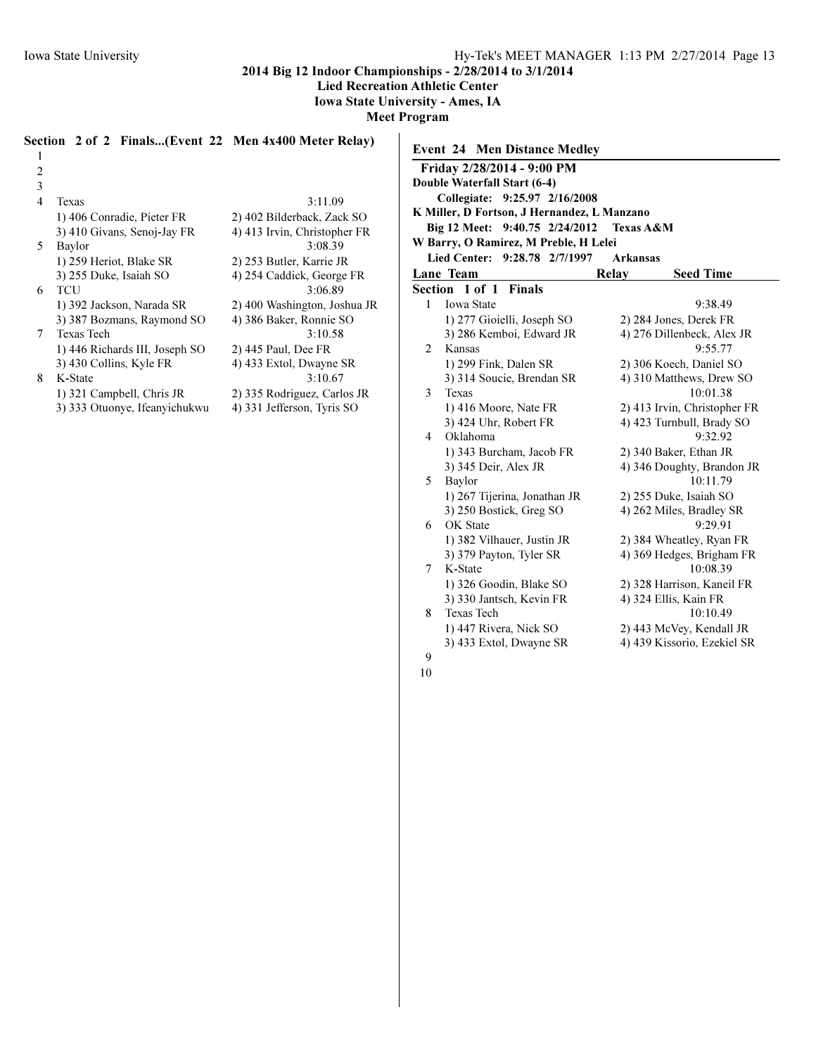## 2014 Big 12 Indoor Championships - 2/28/2014 to 3/1/2014

**Lied Recreation Athletic Center**
**Iowa State University - Ames, IA**
**Meet Program**

### Section 2 of 2 Finals...(Event 22 Men 4x400 Meter Relay)

| Lane | Team | Seed Time |
|---|---|---|
| 1 | | |
| 2 | | |
| 3 | | |
| 4 | Texas | 3:11.09 |
| | 1) 406 Conradie, Pieter FR | 2) 402 Bilderback, Zack SO |
| | 3) 410 Givans, Senoj-Jay FR | 4) 413 Irvin, Christopher FR |
| 5 | Baylor | 3:08.39 |
| | 1) 259 Heriot, Blake SR | 2) 253 Butler, Karrie JR |
| | 3) 255 Duke, Isaiah SO | 4) 254 Caddick, George FR |
| 6 | TCU | 3:06.89 |
| | 1) 392 Jackson, Narada SR | 2) 400 Washington, Joshua JR |
| | 3) 387 Bozmans, Raymond SO | 4) 386 Baker, Ronnie SO |
| 7 | Texas Tech | 3:10.58 |
| | 1) 446 Richards III, Joseph SO | 2) 445 Paul, Dee FR |
| | 3) 430 Collins, Kyle FR | 4) 433 Extol, Dwayne SR |
| 8 | K-State | 3:10.67 |
| | 1) 321 Campbell, Chris JR | 2) 335 Rodriguez, Carlos JR |
| | 3) 333 Otuonye, Ifeanyichukwu | 4) 331 Jefferson, Tyris SO |

### Event 24 Men Distance Medley

**Friday 2/28/2014 - 9:00 PM**
**Double Waterfall Start (6-4)**

**Collegiate: 9:25.97 2/16/2008**
**K Miller, D Fortson, J Hernandez, L Manzano**
**Big 12 Meet: 9:40.75 2/24/2012 Texas A&M**
**W Barry, O Ramirez, M Preble, H Lelei**
**Lied Center: 9:28.78 2/7/1997 Arkansas**

**Section 1 of 1 Finals**

| Lane | Team | Relay | Seed Time |
|---|---|---|---|
| 1 | Iowa State | | 9:38.49 |
| | 1) 277 Gioielli, Joseph SO | 2) 284 Jones, Derek FR | |
| | 3) 286 Kemboi, Edward JR | 4) 276 Dillenbeck, Alex JR | |
| 2 | Kansas | | 9:55.77 |
| | 1) 299 Fink, Dalen SR | 2) 306 Koech, Daniel SO | |
| | 3) 314 Soucie, Brendan SR | 4) 310 Matthews, Drew SO | |
| 3 | Texas | | 10:01.38 |
| | 1) 416 Moore, Nate FR | 2) 413 Irvin, Christopher FR | |
| | 3) 424 Uhr, Robert FR | 4) 423 Turnbull, Brady SO | |
| 4 | Oklahoma | | 9:32.92 |
| | 1) 343 Burcham, Jacob FR | 2) 340 Baker, Ethan JR | |
| | 3) 345 Deir, Alex JR | 4) 346 Doughty, Brandon JR | |
| 5 | Baylor | | 10:11.79 |
| | 1) 267 Tijerina, Jonathan JR | 2) 255 Duke, Isaiah SO | |
| | 3) 250 Bostick, Greg SO | 4) 262 Miles, Bradley SR | |
| 6 | OK State | | 9:29.91 |
| | 1) 382 Vilhauer, Justin JR | 2) 384 Wheatley, Ryan FR | |
| | 3) 379 Payton, Tyler SR | 4) 369 Hedges, Brigham FR | |
| 7 | K-State | | 10:08.39 |
| | 1) 326 Goodin, Blake SO | 2) 328 Harrison, Kaneil FR | |
| | 3) 330 Jantsch, Kevin FR | 4) 324 Ellis, Kain FR | |
| 8 | Texas Tech | | 10:10.49 |
| | 1) 447 Rivera, Nick SO | 2) 443 McVey, Kendall JR | |
| | 3) 433 Extol, Dwayne SR | 4) 439 Kissorio, Ezekiel SR | |
| 9 | | | |
| 10 | | | |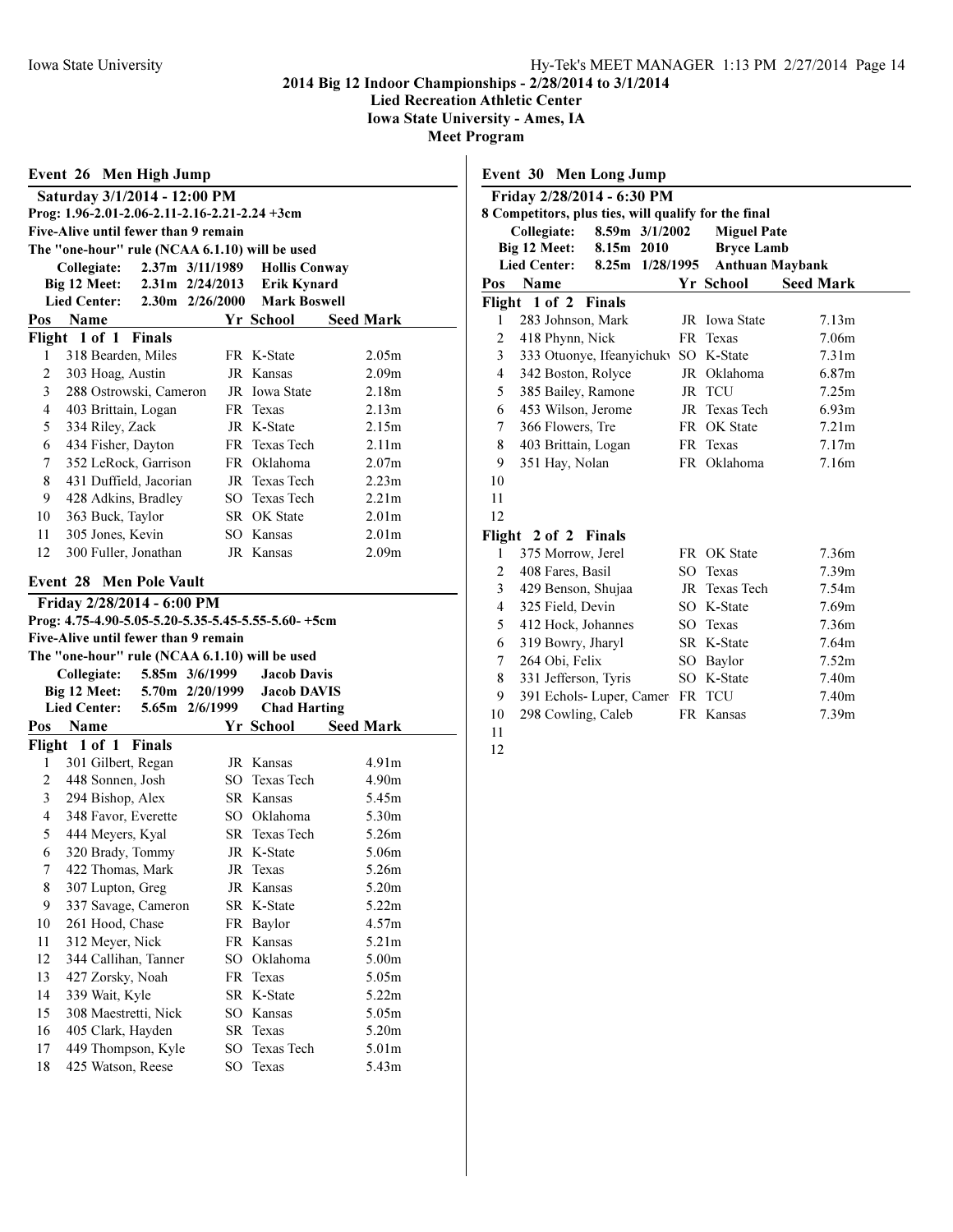**2014 Big 12 Indoor Championships - 2/28/2014 to 3/1/2014**
**Lied Recreation Athletic Center**
**Iowa State University - Ames, IA**
**Meet Program**

## Event 26 Men High Jump

**Saturday 3/1/2014 - 12:00 PM**
**Prog: 1.96-2.01-2.06-2.11-2.16-2.21-2.24 +3cm**
**Five-Alive until fewer than 9 remain**
**The "one-hour" rule (NCAA 6.1.10) will be used**

| | | | |
|---|---|---|---|
| Collegiate: | 2.37m | 3/11/1989 | Hollis Conway |
| Big 12 Meet: | 2.31m | 2/24/2013 | Erik Kynard |
| Lied Center: | 2.30m | 2/26/2000 | Mark Boswell |

**Flight 1 of 1 Finals**

| Pos | Name | Yr | School | Seed Mark |
|---|---|---|---|---|
| 1 | 318 Bearden, Miles | FR | K-State | 2.05m |
| 2 | 303 Hoag, Austin | JR | Kansas | 2.09m |
| 3 | 288 Ostrowski, Cameron | JR | Iowa State | 2.18m |
| 4 | 403 Brittain, Logan | FR | Texas | 2.13m |
| 5 | 334 Riley, Zack | JR | K-State | 2.15m |
| 6 | 434 Fisher, Dayton | FR | Texas Tech | 2.11m |
| 7 | 352 LeRock, Garrison | FR | Oklahoma | 2.07m |
| 8 | 431 Duffield, Jacorian | JR | Texas Tech | 2.23m |
| 9 | 428 Adkins, Bradley | SO | Texas Tech | 2.21m |
| 10 | 363 Buck, Taylor | SR | OK State | 2.01m |
| 11 | 305 Jones, Kevin | SO | Kansas | 2.01m |
| 12 | 300 Fuller, Jonathan | JR | Kansas | 2.09m |

## Event 28 Men Pole Vault

**Friday 2/28/2014 - 6:00 PM**
**Prog: 4.75-4.90-5.05-5.20-5.35-5.45-5.55-5.60- +5cm**
**Five-Alive until fewer than 9 remain**
**The "one-hour" rule (NCAA 6.1.10) will be used**

| | | | |
|---|---|---|---|
| Collegiate: | 5.85m | 3/6/1999 | Jacob Davis |
| Big 12 Meet: | 5.70m | 2/20/1999 | Jacob DAVIS |
| Lied Center: | 5.65m | 2/6/1999 | Chad Harting |

**Flight 1 of 1 Finals**

| Pos | Name | Yr | School | Seed Mark |
|---|---|---|---|---|
| 1 | 301 Gilbert, Regan | JR | Kansas | 4.91m |
| 2 | 448 Sonnen, Josh | SO | Texas Tech | 4.90m |
| 3 | 294 Bishop, Alex | SR | Kansas | 5.45m |
| 4 | 348 Favor, Everette | SO | Oklahoma | 5.30m |
| 5 | 444 Meyers, Kyal | SR | Texas Tech | 5.26m |
| 6 | 320 Brady, Tommy | JR | K-State | 5.06m |
| 7 | 422 Thomas, Mark | JR | Texas | 5.26m |
| 8 | 307 Lupton, Greg | JR | Kansas | 5.20m |
| 9 | 337 Savage, Cameron | SR | K-State | 5.22m |
| 10 | 261 Hood, Chase | FR | Baylor | 4.57m |
| 11 | 312 Meyer, Nick | FR | Kansas | 5.21m |
| 12 | 344 Callihan, Tanner | SO | Oklahoma | 5.00m |
| 13 | 427 Zorsky, Noah | FR | Texas | 5.05m |
| 14 | 339 Wait, Kyle | SR | K-State | 5.22m |
| 15 | 308 Maestretti, Nick | SO | Kansas | 5.05m |
| 16 | 405 Clark, Hayden | SR | Texas | 5.20m |
| 17 | 449 Thompson, Kyle | SO | Texas Tech | 5.01m |
| 18 | 425 Watson, Reese | SO | Texas | 5.43m |

## Event 30 Men Long Jump

**Friday 2/28/2014 - 6:30 PM**
**8 Competitors, plus ties, will qualify for the final**

| | | | |
|---|---|---|---|
| Collegiate: | 8.59m | 3/1/2002 | Miguel Pate |
| Big 12 Meet: | 8.15m | 2010 | Bryce Lamb |
| Lied Center: | 8.25m | 1/28/1995 | Anthuan Maybank |

**Flight 1 of 2 Finals**

| Pos | Name | Yr | School | Seed Mark |
|---|---|---|---|---|
| 1 | 283 Johnson, Mark | JR | Iowa State | 7.13m |
| 2 | 418 Phynn, Nick | FR | Texas | 7.06m |
| 3 | 333 Otuonye, Ifeanyichukv | SO | K-State | 7.31m |
| 4 | 342 Boston, Rolyce | JR | Oklahoma | 6.87m |
| 5 | 385 Bailey, Ramone | JR | TCU | 7.25m |
| 6 | 453 Wilson, Jerome | JR | Texas Tech | 6.93m |
| 7 | 366 Flowers, Tre | FR | OK State | 7.21m |
| 8 | 403 Brittain, Logan | FR | Texas | 7.17m |
| 9 | 351 Hay, Nolan | FR | Oklahoma | 7.16m |
| 10 | | | | |
| 11 | | | | |
| 12 | | | | |

**Flight 2 of 2 Finals**

| Pos | Name | Yr | School | Seed Mark |
|---|---|---|---|---|
| 1 | 375 Morrow, Jerel | FR | OK State | 7.36m |
| 2 | 408 Fares, Basil | SO | Texas | 7.39m |
| 3 | 429 Benson, Shujaa | JR | Texas Tech | 7.54m |
| 4 | 325 Field, Devin | SO | K-State | 7.69m |
| 5 | 412 Hock, Johannes | SO | Texas | 7.36m |
| 6 | 319 Bowry, Jharyl | SR | K-State | 7.64m |
| 7 | 264 Obi, Felix | SO | Baylor | 7.52m |
| 8 | 331 Jefferson, Tyris | SO | K-State | 7.40m |
| 9 | 391 Echols- Luper, Camer | FR | TCU | 7.40m |
| 10 | 298 Cowling, Caleb | FR | Kansas | 7.39m |
| 11 | | | | |
| 12 | | | | |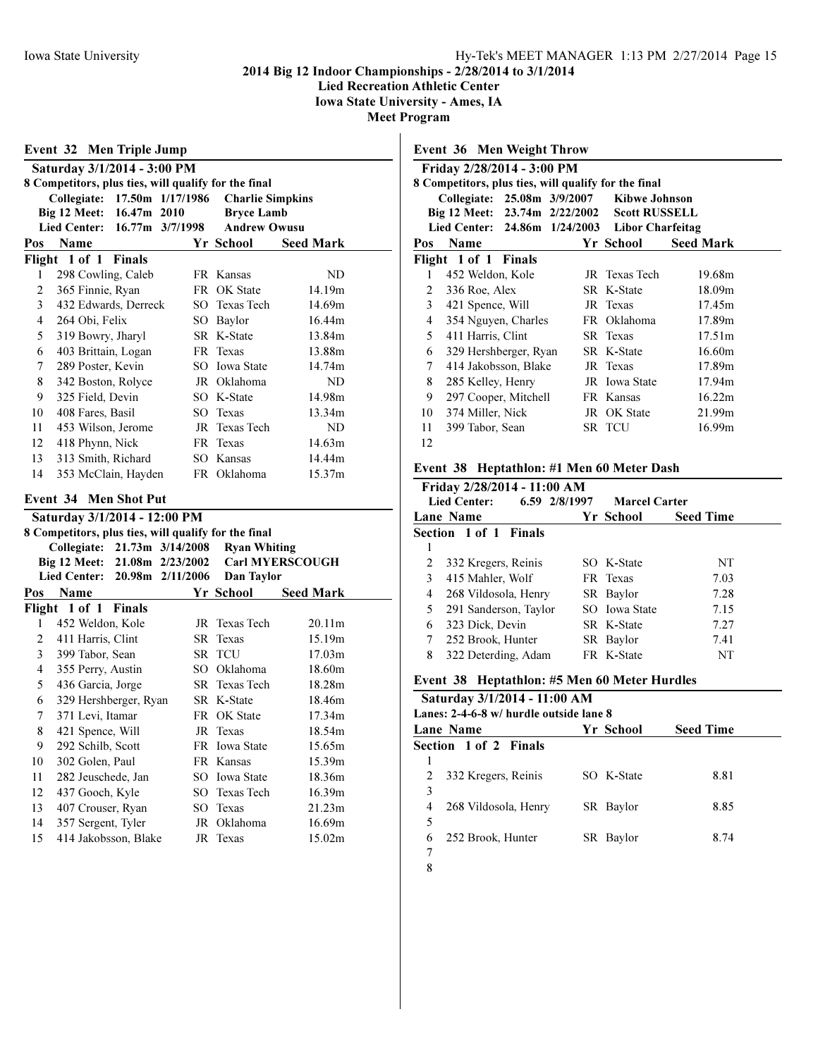**2014 Big 12 Indoor Championships - 2/28/2014 to 3/1/2014**
**Lied Recreation Athletic Center**
**Iowa State University - Ames, IA**
**Meet Program**

## Event 32 Men Triple Jump

**Saturday 3/1/2014 - 3:00 PM**
**8 Competitors, plus ties, will qualify for the final**

| | | | |
|---|---|---|---|
| Collegiate: | 17.50m | 1/17/1986 | Charlie Simpkins |
| Big 12 Meet: | 16.47m | 2010 | Bryce Lamb |
| Lied Center: | 16.77m | 3/7/1998 | Andrew Owusu |

**Flight 1 of 1 Finals**

| Pos | Name | Yr | School | Seed Mark |
|---|---|---|---|---|
| 1 | 298 Cowling, Caleb | FR | Kansas | ND |
| 2 | 365 Finnie, Ryan | FR | OK State | 14.19m |
| 3 | 432 Edwards, Derreck | SO | Texas Tech | 14.69m |
| 4 | 264 Obi, Felix | SO | Baylor | 16.44m |
| 5 | 319 Bowry, Jharyl | SR | K-State | 13.84m |
| 6 | 403 Brittain, Logan | FR | Texas | 13.88m |
| 7 | 289 Poster, Kevin | SO | Iowa State | 14.74m |
| 8 | 342 Boston, Rolyce | JR | Oklahoma | ND |
| 9 | 325 Field, Devin | SO | K-State | 14.98m |
| 10 | 408 Fares, Basil | SO | Texas | 13.34m |
| 11 | 453 Wilson, Jerome | JR | Texas Tech | ND |
| 12 | 418 Phynn, Nick | FR | Texas | 14.63m |
| 13 | 313 Smith, Richard | SO | Kansas | 14.44m |
| 14 | 353 McClain, Hayden | FR | Oklahoma | 15.37m |

## Event 34 Men Shot Put

**Saturday 3/1/2014 - 12:00 PM**
**8 Competitors, plus ties, will qualify for the final**

| | | | |
|---|---|---|---|
| Collegiate: | 21.73m | 3/14/2008 | Ryan Whiting |
| Big 12 Meet: | 21.08m | 2/23/2002 | Carl MYERSCOUGH |
| Lied Center: | 20.98m | 2/11/2006 | Dan Taylor |

**Flight 1 of 1 Finals**

| Pos | Name | Yr | School | Seed Mark |
|---|---|---|---|---|
| 1 | 452 Weldon, Kole | JR | Texas Tech | 20.11m |
| 2 | 411 Harris, Clint | SR | Texas | 15.19m |
| 3 | 399 Tabor, Sean | SR | TCU | 17.03m |
| 4 | 355 Perry, Austin | SO | Oklahoma | 18.60m |
| 5 | 436 Garcia, Jorge | SR | Texas Tech | 18.28m |
| 6 | 329 Hershberger, Ryan | SR | K-State | 18.46m |
| 7 | 371 Levi, Itamar | FR | OK State | 17.34m |
| 8 | 421 Spence, Will | JR | Texas | 18.54m |
| 9 | 292 Schilb, Scott | FR | Iowa State | 15.65m |
| 10 | 302 Golen, Paul | FR | Kansas | 15.39m |
| 11 | 282 Jeuschede, Jan | SO | Iowa State | 18.36m |
| 12 | 437 Gooch, Kyle | SO | Texas Tech | 16.39m |
| 13 | 407 Crouser, Ryan | SO | Texas | 21.23m |
| 14 | 357 Sergent, Tyler | JR | Oklahoma | 16.69m |
| 15 | 414 Jakobsson, Blake | JR | Texas | 15.02m |

## Event 36 Men Weight Throw

**Friday 2/28/2014 - 3:00 PM**
**8 Competitors, plus ties, will qualify for the final**

| | | | |
|---|---|---|---|
| Collegiate: | 25.08m | 3/9/2007 | Kibwe Johnson |
| Big 12 Meet: | 23.74m | 2/22/2002 | Scott RUSSELL |
| Lied Center: | 24.86m | 1/24/2003 | Libor Charfeitag |

**Flight 1 of 1 Finals**

| Pos | Name | Yr | School | Seed Mark |
|---|---|---|---|---|
| 1 | 452 Weldon, Kole | JR | Texas Tech | 19.68m |
| 2 | 336 Roe, Alex | SR | K-State | 18.09m |
| 3 | 421 Spence, Will | JR | Texas | 17.45m |
| 4 | 354 Nguyen, Charles | FR | Oklahoma | 17.89m |
| 5 | 411 Harris, Clint | SR | Texas | 17.51m |
| 6 | 329 Hershberger, Ryan | SR | K-State | 16.60m |
| 7 | 414 Jakobsson, Blake | JR | Texas | 17.89m |
| 8 | 285 Kelley, Henry | JR | Iowa State | 17.94m |
| 9 | 297 Cooper, Mitchell | FR | Kansas | 16.22m |
| 10 | 374 Miller, Nick | JR | OK State | 21.99m |
| 11 | 399 Tabor, Sean | SR | TCU | 16.99m |
| 12 | | | | |

## Event 38 Heptathlon: #1 Men 60 Meter Dash

**Friday 2/28/2014 - 11:00 AM**

| | | | |
|---|---|---|---|
| Lied Center: | 6.59 | 2/8/1997 | Marcel Carter |

**Section 1 of 1 Finals**

| Lane | Name | Yr | School | Seed Time |
|---|---|---|---|---|
| 1 | | | | |
| 2 | 332 Kregers, Reinis | SO | K-State | NT |
| 3 | 415 Mahler, Wolf | FR | Texas | 7.03 |
| 4 | 268 Vildosola, Henry | SR | Baylor | 7.28 |
| 5 | 291 Sanderson, Taylor | SO | Iowa State | 7.15 |
| 6 | 323 Dick, Devin | SR | K-State | 7.27 |
| 7 | 252 Brook, Hunter | SR | Baylor | 7.41 |
| 8 | 322 Deterding, Adam | FR | K-State | NT |

## Event 38 Heptathlon: #5 Men 60 Meter Hurdles

**Saturday 3/1/2014 - 11:00 AM**
**Lanes: 2-4-6-8 w/ hurdle outside lane 8**

**Section 1 of 2 Finals**

| Lane | Name | Yr | School | Seed Time |
|---|---|---|---|---|
| 1 | | | | |
| 2 | 332 Kregers, Reinis | SO | K-State | 8.81 |
| 3 | | | | |
| 4 | 268 Vildosola, Henry | SR | Baylor | 8.85 |
| 5 | | | | |
| 6 | 252 Brook, Hunter | SR | Baylor | 8.74 |
| 7 | | | | |
| 8 | | | | |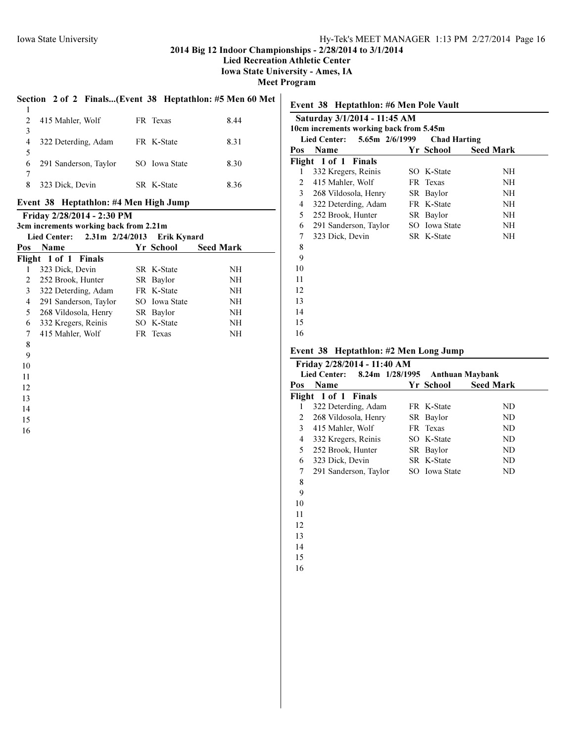## 2014 Big 12 Indoor Championships - 2/28/2014 to 3/1/2014
**Lied Recreation Athletic Center**
**Iowa State University - Ames, IA**
**Meet Program**

### Section 2 of 2 Finals...(Event 38 Heptathlon: #5 Men 60 Met

| Pos | Name | Yr | School | Seed Mark |
|---|---|---|---|---|
| 1 | | | | |
| 2 | 415 Mahler, Wolf | FR | Texas | 8.44 |
| 3 | | | | |
| 4 | 322 Deterding, Adam | FR | K-State | 8.31 |
| 5 | | | | |
| 6 | 291 Sanderson, Taylor | SO | Iowa State | 8.30 |
| 7 | | | | |
| 8 | 323 Dick, Devin | SR | K-State | 8.36 |

### Event 38 Heptathlon: #4 Men High Jump

**Friday 2/28/2014 - 2:30 PM**
**3cm increments working back from 2.21m**
**Lied Center: 2.31m 2/24/2013 Erik Kynard**

| Pos | Name | Yr | School | Seed Mark |
|---|---|---|---|---|
| **Flight 1 of 1 Finals** | | | | |
| 1 | 323 Dick, Devin | SR | K-State | NH |
| 2 | 252 Brook, Hunter | SR | Baylor | NH |
| 3 | 322 Deterding, Adam | FR | K-State | NH |
| 4 | 291 Sanderson, Taylor | SO | Iowa State | NH |
| 5 | 268 Vildosola, Henry | SR | Baylor | NH |
| 6 | 332 Kregers, Reinis | SO | K-State | NH |
| 7 | 415 Mahler, Wolf | FR | Texas | NH |
| 8 | | | | |
| 9 | | | | |
| 10 | | | | |
| 11 | | | | |
| 12 | | | | |
| 13 | | | | |
| 14 | | | | |
| 15 | | | | |
| 16 | | | | |

### Event 38 Heptathlon: #6 Men Pole Vault

**Saturday 3/1/2014 - 11:45 AM**
**10cm increments working back from 5.45m**
**Lied Center: 5.65m 2/6/1999 Chad Harting**

| Pos | Name | Yr | School | Seed Mark |
|---|---|---|---|---|
| **Flight 1 of 1 Finals** | | | | |
| 1 | 332 Kregers, Reinis | SO | K-State | NH |
| 2 | 415 Mahler, Wolf | FR | Texas | NH |
| 3 | 268 Vildosola, Henry | SR | Baylor | NH |
| 4 | 322 Deterding, Adam | FR | K-State | NH |
| 5 | 252 Brook, Hunter | SR | Baylor | NH |
| 6 | 291 Sanderson, Taylor | SO | Iowa State | NH |
| 7 | 323 Dick, Devin | SR | K-State | NH |
| 8 | | | | |
| 9 | | | | |
| 10 | | | | |
| 11 | | | | |
| 12 | | | | |
| 13 | | | | |
| 14 | | | | |
| 15 | | | | |
| 16 | | | | |

### Event 38 Heptathlon: #2 Men Long Jump

**Friday 2/28/2014 - 11:40 AM**
**Lied Center: 8.24m 1/28/1995 Anthuan Maybank**

| Pos | Name | Yr | School | Seed Mark |
|---|---|---|---|---|
| **Flight 1 of 1 Finals** | | | | |
| 1 | 322 Deterding, Adam | FR | K-State | ND |
| 2 | 268 Vildosola, Henry | SR | Baylor | ND |
| 3 | 415 Mahler, Wolf | FR | Texas | ND |
| 4 | 332 Kregers, Reinis | SO | K-State | ND |
| 5 | 252 Brook, Hunter | SR | Baylor | ND |
| 6 | 323 Dick, Devin | SR | K-State | ND |
| 7 | 291 Sanderson, Taylor | SO | Iowa State | ND |
| 8 | | | | |
| 9 | | | | |
| 10 | | | | |
| 11 | | | | |
| 12 | | | | |
| 13 | | | | |
| 14 | | | | |
| 15 | | | | |
| 16 | | | | |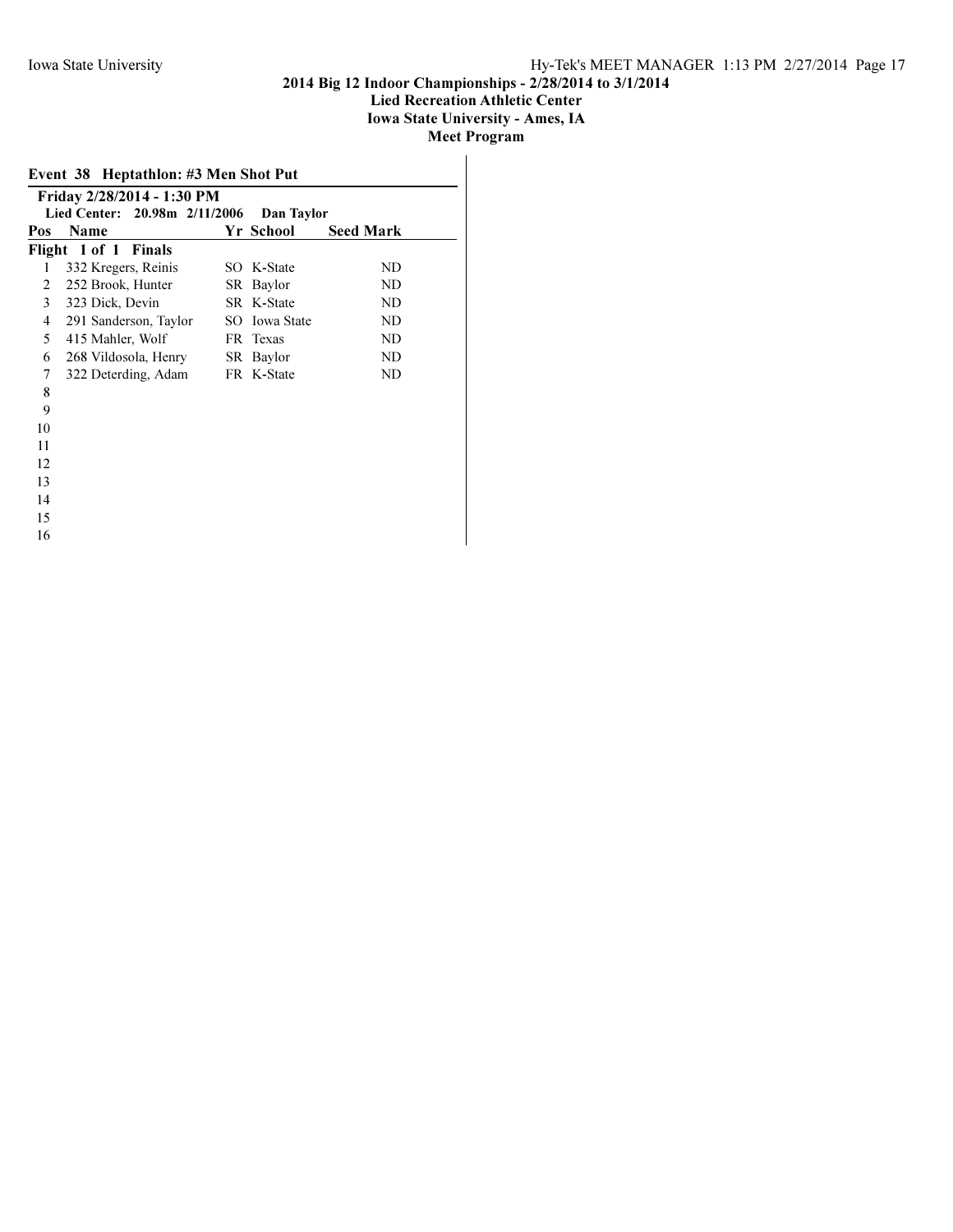## Event 38 Heptathlon: #3 Men Shot Put

**Friday 2/28/2014 - 1:30 PM**

**Lied Center: 20.98m 2/11/2006 Dan Taylor**

| Pos | Name | Yr | School | Seed Mark |
|---|---|---|---|---|
| **Flight 1 of 1 Finals** | | | | |
| 1 | 332 Kregers, Reinis | SO | K-State | ND |
| 2 | 252 Brook, Hunter | SR | Baylor | ND |
| 3 | 323 Dick, Devin | SR | K-State | ND |
| 4 | 291 Sanderson, Taylor | SO | Iowa State | ND |
| 5 | 415 Mahler, Wolf | FR | Texas | ND |
| 6 | 268 Vildosola, Henry | SR | Baylor | ND |
| 7 | 322 Deterding, Adam | FR | K-State | ND |
| 8 | | | | |
| 9 | | | | |
| 10 | | | | |
| 11 | | | | |
| 12 | | | | |
| 13 | | | | |
| 14 | | | | |
| 15 | | | | |
| 16 | | | | |